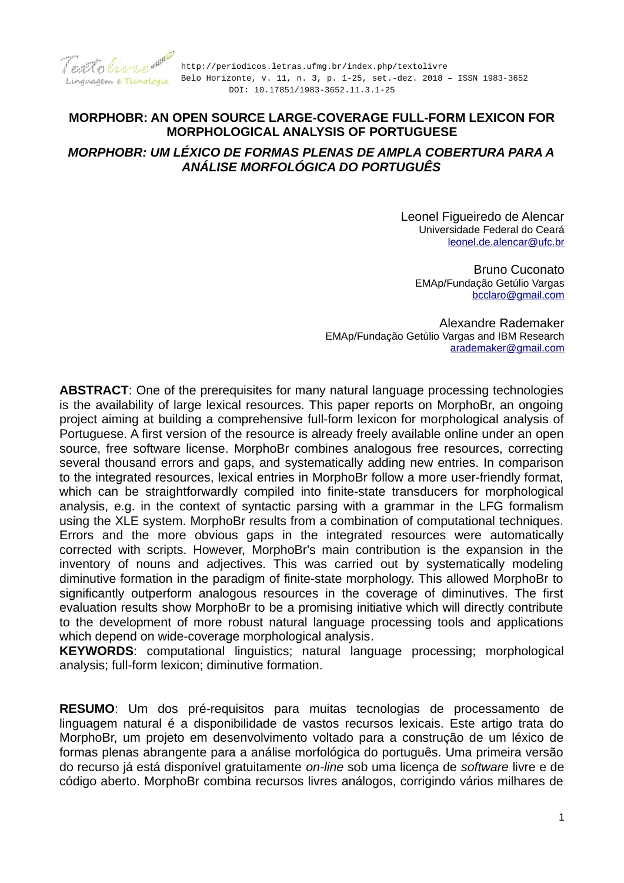# MORPHOBR: AN OPEN SOURCE LARGE-COVERAGE FULL-FORM LEXICON FOR MORPHOLOGICAL ANALYSIS OF PORTUGUESE

## *MORPHOBR: UM LÉXICO DE FORMAS PLENAS DE AMPLA COBERTURA PARA A ANÁLISE MORFOLÓGICA DO PORTUGUÊS*

Leonel Figueiredo de Alencar
Universidade Federal do Ceará
leonel.de.alencar@ufc.br

Bruno Cuconato
EMAp/Fundação Getúlio Vargas
bcclaro@gmail.com

Alexandre Rademaker
EMAp/Fundação Getúlio Vargas and IBM Research
arademaker@gmail.com

**ABSTRACT**: One of the prerequisites for many natural language processing technologies is the availability of large lexical resources. This paper reports on MorphoBr, an ongoing project aiming at building a comprehensive full-form lexicon for morphological analysis of Portuguese. A first version of the resource is already freely available online under an open source, free software license. MorphoBr combines analogous free resources, correcting several thousand errors and gaps, and systematically adding new entries. In comparison to the integrated resources, lexical entries in MorphoBr follow a more user-friendly format, which can be straightforwardly compiled into finite-state transducers for morphological analysis, e.g. in the context of syntactic parsing with a grammar in the LFG formalism using the XLE system. MorphoBr results from a combination of computational techniques. Errors and the more obvious gaps in the integrated resources were automatically corrected with scripts. However, MorphoBr's main contribution is the expansion in the inventory of nouns and adjectives. This was carried out by systematically modeling diminutive formation in the paradigm of finite-state morphology. This allowed MorphoBr to significantly outperform analogous resources in the coverage of diminutives. The first evaluation results show MorphoBr to be a promising initiative which will directly contribute to the development of more robust natural language processing tools and applications which depend on wide-coverage morphological analysis.
**KEYWORDS**: computational linguistics; natural language processing; morphological analysis; full-form lexicon; diminutive formation.

**RESUMO**: Um dos pré-requisitos para muitas tecnologias de processamento de linguagem natural é a disponibilidade de vastos recursos lexicais. Este artigo trata do MorphoBr, um projeto em desenvolvimento voltado para a construção de um léxico de formas plenas abrangente para a análise morfológica do português. Uma primeira versão do recurso já está disponível gratuitamente *on-line* sob uma licença de *software* livre e de código aberto. MorphoBr combina recursos livres análogos, corrigindo vários milhares de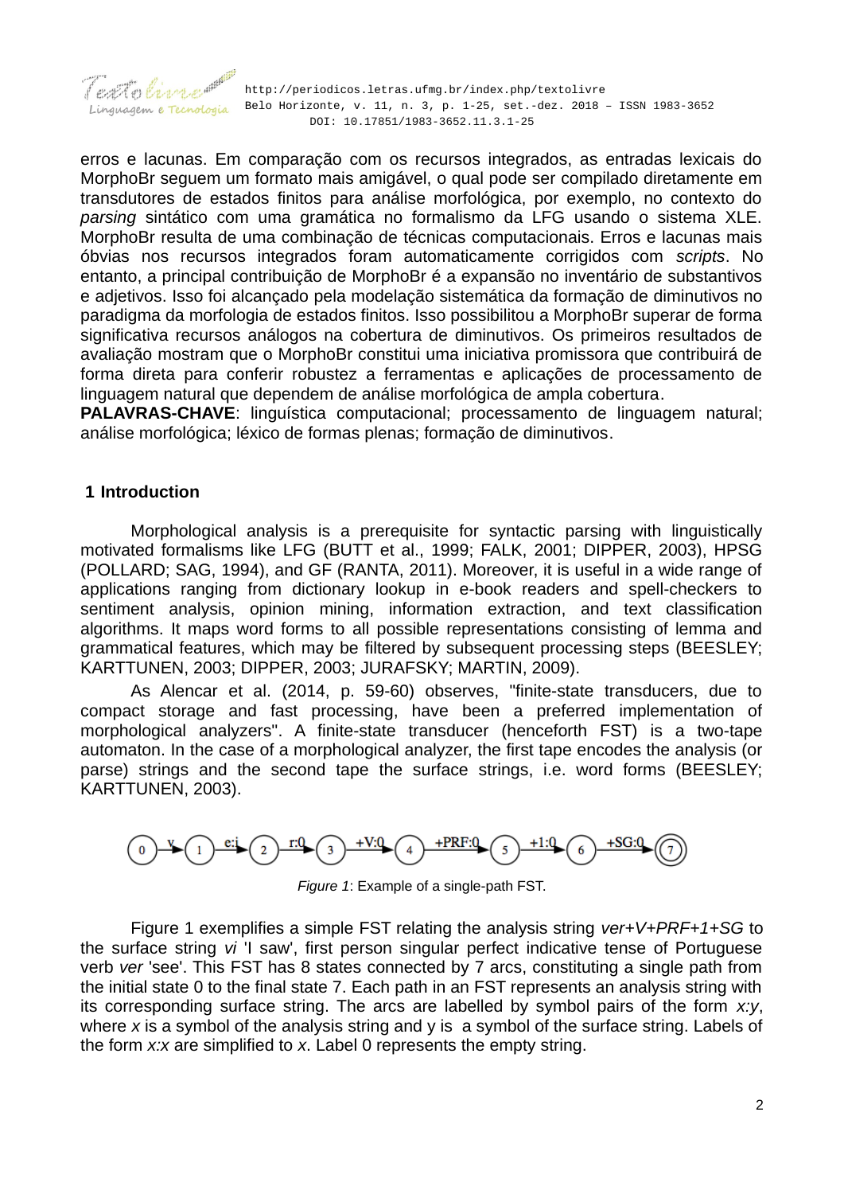erros e lacunas. Em comparação com os recursos integrados, as entradas lexicais do MorphoBr seguem um formato mais amigável, o qual pode ser compilado diretamente em transdutores de estados finitos para análise morfológica, por exemplo, no contexto do *parsing* sintático com uma gramática no formalismo da LFG usando o sistema XLE. MorphoBr resulta de uma combinação de técnicas computacionais. Erros e lacunas mais óbvias nos recursos integrados foram automaticamente corrigidos com *scripts*. No entanto, a principal contribuição de MorphoBr é a expansão no inventário de substantivos e adjetivos. Isso foi alcançado pela modelação sistemática da formação de diminutivos no paradigma da morfologia de estados finitos. Isso possibilitou a MorphoBr superar de forma significativa recursos análogos na cobertura de diminutivos. Os primeiros resultados de avaliação mostram que o MorphoBr constitui uma iniciativa promissora que contribuirá de forma direta para conferir robustez a ferramentas e aplicações de processamento de linguagem natural que dependem de análise morfológica de ampla cobertura.

**PALAVRAS-CHAVE**: linguística computacional; processamento de linguagem natural; análise morfológica; léxico de formas plenas; formação de diminutivos.

## 1 Introduction

Morphological analysis is a prerequisite for syntactic parsing with linguistically motivated formalisms like LFG (BUTT et al., 1999; FALK, 2001; DIPPER, 2003), HPSG (POLLARD; SAG, 1994), and GF (RANTA, 2011). Moreover, it is useful in a wide range of applications ranging from dictionary lookup in e-book readers and spell-checkers to sentiment analysis, opinion mining, information extraction, and text classification algorithms. It maps word forms to all possible representations consisting of lemma and grammatical features, which may be filtered by subsequent processing steps (BEESLEY; KARTTUNEN, 2003; DIPPER, 2003; JURAFSKY; MARTIN, 2009).

As Alencar et al. (2014, p. 59-60) observes, "finite-state transducers, due to compact storage and fast processing, have been a preferred implementation of morphological analyzers". A finite-state transducer (henceforth FST) is a two-tape automaton. In the case of a morphological analyzer, the first tape encodes the analysis (or parse) strings and the second tape the surface strings, i.e. word forms (BEESLEY; KARTTUNEN, 2003).

0 v 1 e:i 2 r:0 3 +V:0 4 +PRF:0 5 +1:0 6 +SG:0 7

*Figure 1*: Example of a single-path FST.

Figure 1 exemplifies a simple FST relating the analysis string *ver+V+PRF+1+SG* to the surface string *vi* 'I saw', first person singular perfect indicative tense of Portuguese verb *ver* 'see'. This FST has 8 states connected by 7 arcs, constituting a single path from the initial state 0 to the final state 7. Each path in an FST represents an analysis string with its corresponding surface string. The arcs are labelled by symbol pairs of the form *x:y*, where *x* is a symbol of the analysis string and y is a symbol of the surface string. Labels of the form *x:x* are simplified to *x*. Label 0 represents the empty string.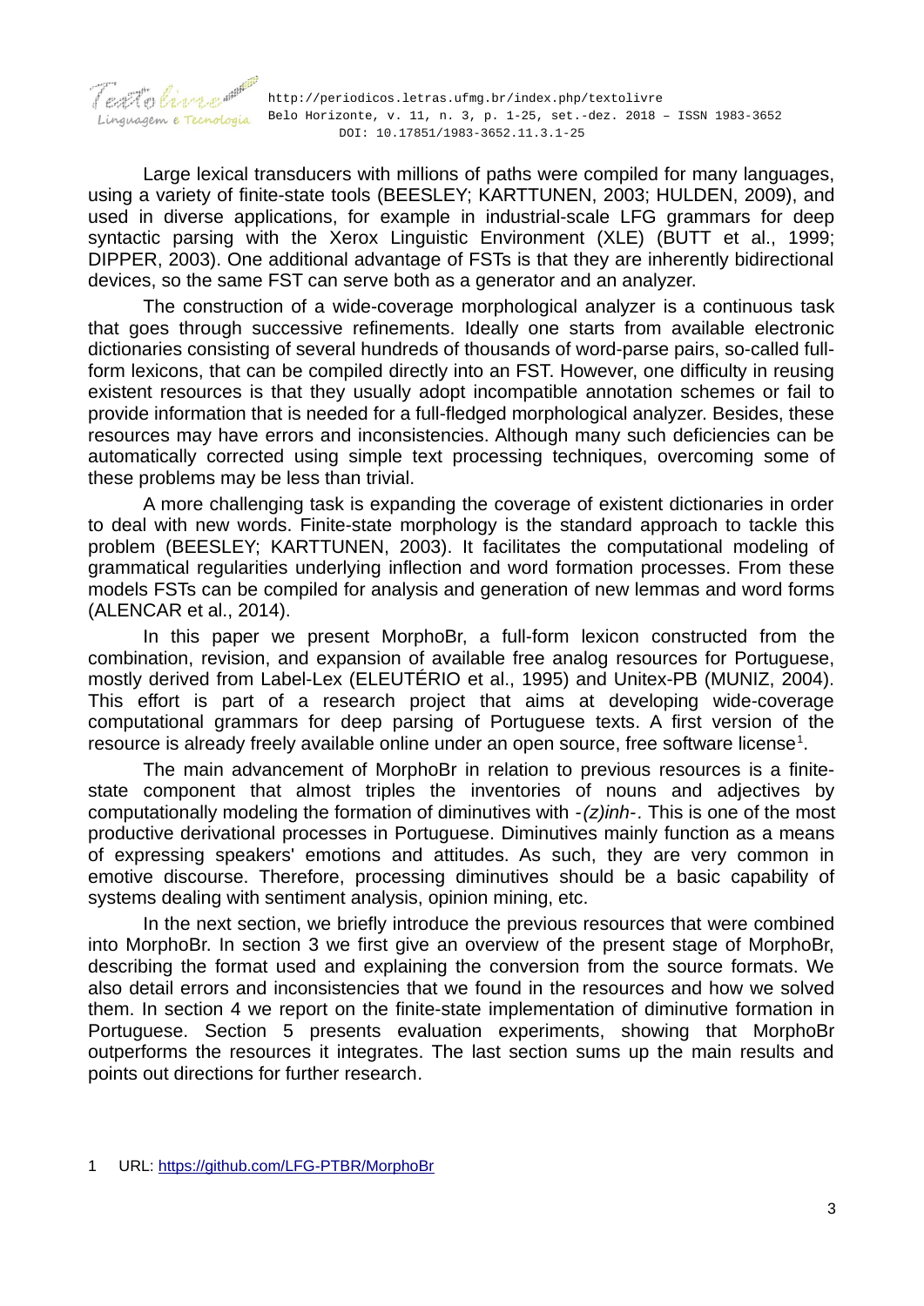Large lexical transducers with millions of paths were compiled for many languages, using a variety of finite-state tools (BEESLEY; KARTTUNEN, 2003; HULDEN, 2009), and used in diverse applications, for example in industrial-scale LFG grammars for deep syntactic parsing with the Xerox Linguistic Environment (XLE) (BUTT et al., 1999; DIPPER, 2003). One additional advantage of FSTs is that they are inherently bidirectional devices, so the same FST can serve both as a generator and an analyzer.

The construction of a wide-coverage morphological analyzer is a continuous task that goes through successive refinements. Ideally one starts from available electronic dictionaries consisting of several hundreds of thousands of word-parse pairs, so-called full-form lexicons, that can be compiled directly into an FST. However, one difficulty in reusing existent resources is that they usually adopt incompatible annotation schemes or fail to provide information that is needed for a full-fledged morphological analyzer. Besides, these resources may have errors and inconsistencies. Although many such deficiencies can be automatically corrected using simple text processing techniques, overcoming some of these problems may be less than trivial.

A more challenging task is expanding the coverage of existent dictionaries in order to deal with new words. Finite-state morphology is the standard approach to tackle this problem (BEESLEY; KARTTUNEN, 2003). It facilitates the computational modeling of grammatical regularities underlying inflection and word formation processes. From these models FSTs can be compiled for analysis and generation of new lemmas and word forms (ALENCAR et al., 2014).

In this paper we present MorphoBr, a full-form lexicon constructed from the combination, revision, and expansion of available free analog resources for Portuguese, mostly derived from Label-Lex (ELEUTÉRIO et al., 1995) and Unitex-PB (MUNIZ, 2004). This effort is part of a research project that aims at developing wide-coverage computational grammars for deep parsing of Portuguese texts. A first version of the resource is already freely available online under an open source, free software license[1].

The main advancement of MorphoBr in relation to previous resources is a finite-state component that almost triples the inventories of nouns and adjectives by computationally modeling the formation of diminutives with *-(z)inh-*. This is one of the most productive derivational processes in Portuguese. Diminutives mainly function as a means of expressing speakers' emotions and attitudes. As such, they are very common in emotive discourse. Therefore, processing diminutives should be a basic capability of systems dealing with sentiment analysis, opinion mining, etc.

In the next section, we briefly introduce the previous resources that were combined into MorphoBr. In section 3 we first give an overview of the present stage of MorphoBr, describing the format used and explaining the conversion from the source formats. We also detail errors and inconsistencies that we found in the resources and how we solved them. In section 4 we report on the finite-state implementation of diminutive formation in Portuguese. Section 5 presents evaluation experiments, showing that MorphoBr outperforms the resources it integrates. The last section sums up the main results and points out directions for further research.

1 URL: https://github.com/LFG-PTBR/MorphoBr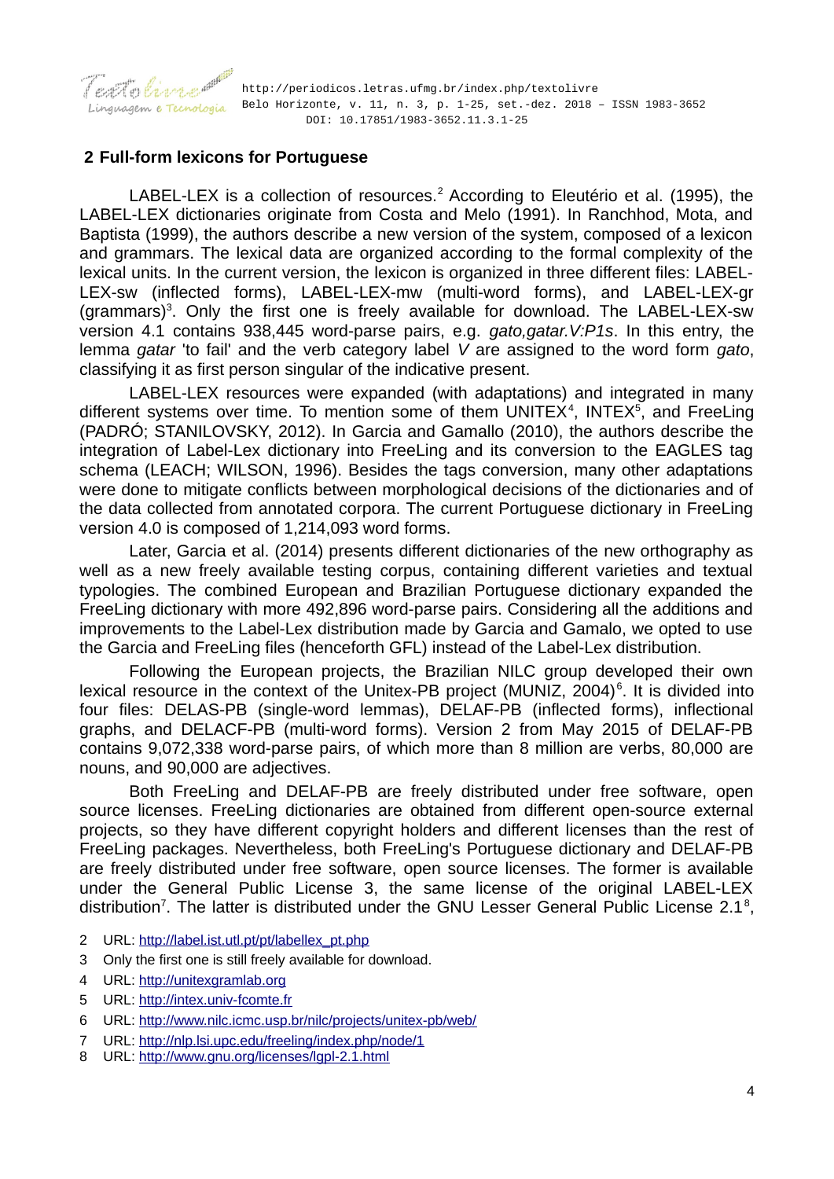## 2 Full-form lexicons for Portuguese

LABEL-LEX is a collection of resources.[2] According to Eleutério et al. (1995), the LABEL-LEX dictionaries originate from Costa and Melo (1991). In Ranchhod, Mota, and Baptista (1999), the authors describe a new version of the system, composed of a lexicon and grammars. The lexical data are organized according to the formal complexity of the lexical units. In the current version, the lexicon is organized in three different files: LABEL-LEX-sw (inflected forms), LABEL-LEX-mw (multi-word forms), and LABEL-LEX-gr (grammars)[3]. Only the first one is freely available for download. The LABEL-LEX-sw version 4.1 contains 938,445 word-parse pairs, e.g. *gato,gatar.V:P1s*. In this entry, the lemma *gatar* 'to fail' and the verb category label *V* are assigned to the word form *gato*, classifying it as first person singular of the indicative present.

LABEL-LEX resources were expanded (with adaptations) and integrated in many different systems over time. To mention some of them UNITEX[4], INTEX[5], and FreeLing (PADRÓ; STANILOVSKY, 2012). In Garcia and Gamallo (2010), the authors describe the integration of Label-Lex dictionary into FreeLing and its conversion to the EAGLES tag schema (LEACH; WILSON, 1996). Besides the tags conversion, many other adaptations were done to mitigate conflicts between morphological decisions of the dictionaries and of the data collected from annotated corpora. The current Portuguese dictionary in FreeLing version 4.0 is composed of 1,214,093 word forms.

Later, Garcia et al. (2014) presents different dictionaries of the new orthography as well as a new freely available testing corpus, containing different varieties and textual typologies. The combined European and Brazilian Portuguese dictionary expanded the FreeLing dictionary with more 492,896 word-parse pairs. Considering all the additions and improvements to the Label-Lex distribution made by Garcia and Gamalo, we opted to use the Garcia and FreeLing files (henceforth GFL) instead of the Label-Lex distribution.

Following the European projects, the Brazilian NILC group developed their own lexical resource in the context of the Unitex-PB project (MUNIZ, 2004)[6]. It is divided into four files: DELAS-PB (single-word lemmas), DELAF-PB (inflected forms), inflectional graphs, and DELACF-PB (multi-word forms). Version 2 from May 2015 of DELAF-PB contains 9,072,338 word-parse pairs, of which more than 8 million are verbs, 80,000 are nouns, and 90,000 are adjectives.

Both FreeLing and DELAF-PB are freely distributed under free software, open source licenses. FreeLing dictionaries are obtained from different open-source external projects, so they have different copyright holders and different licenses than the rest of FreeLing packages. Nevertheless, both FreeLing's Portuguese dictionary and DELAF-PB are freely distributed under free software, open source licenses. The former is available under the General Public License 3, the same license of the original LABEL-LEX distribution[7]. The latter is distributed under the GNU Lesser General Public License 2.1[8],

2 URL: http://label.ist.utl.pt/pt/labellex_pt.php

3 Only the first one is still freely available for download.

4 URL: http://unitexgramlab.org

5 URL: http://intex.univ-fcomte.fr

6 URL: http://www.nilc.icmc.usp.br/nilc/projects/unitex-pb/web/

7 URL: http://nlp.lsi.upc.edu/freeling/index.php/node/1

8 URL: http://www.gnu.org/licenses/lgpl-2.1.html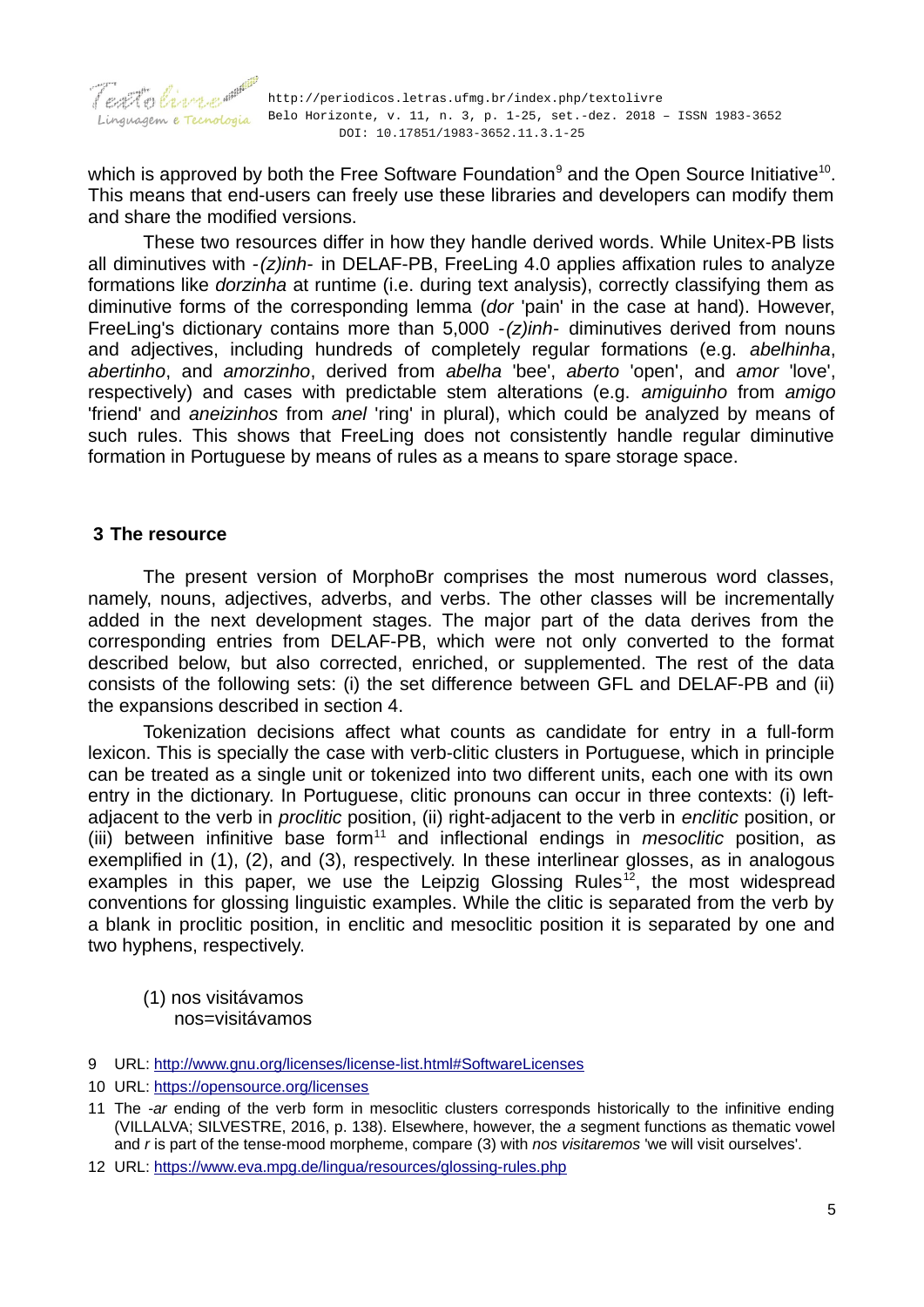which is approved by both the Free Software Foundation[9] and the Open Source Initiative[10]. This means that end-users can freely use these libraries and developers can modify them and share the modified versions.

These two resources differ in how they handle derived words. While Unitex-PB lists all diminutives with *-(z)inh-* in DELAF-PB, FreeLing 4.0 applies affixation rules to analyze formations like *dorzinha* at runtime (i.e. during text analysis), correctly classifying them as diminutive forms of the corresponding lemma (*dor* 'pain' in the case at hand). However, FreeLing's dictionary contains more than 5,000 *-(z)inh-* diminutives derived from nouns and adjectives, including hundreds of completely regular formations (e.g. *abelhinha*, *abertinho*, and *amorzinho*, derived from *abelha* 'bee', *aberto* 'open', and *amor* 'love', respectively) and cases with predictable stem alterations (e.g. *amiguinho* from *amigo* 'friend' and *aneizinhos* from *anel* 'ring' in plural), which could be analyzed by means of such rules. This shows that FreeLing does not consistently handle regular diminutive formation in Portuguese by means of rules as a means to spare storage space.

## 3 The resource

The present version of MorphoBr comprises the most numerous word classes, namely, nouns, adjectives, adverbs, and verbs. The other classes will be incrementally added in the next development stages. The major part of the data derives from the corresponding entries from DELAF-PB, which were not only converted to the format described below, but also corrected, enriched, or supplemented. The rest of the data consists of the following sets: (i) the set difference between GFL and DELAF-PB and (ii) the expansions described in section 4.

Tokenization decisions affect what counts as candidate for entry in a full-form lexicon. This is specially the case with verb-clitic clusters in Portuguese, which in principle can be treated as a single unit or tokenized into two different units, each one with its own entry in the dictionary. In Portuguese, clitic pronouns can occur in three contexts: (i) left-adjacent to the verb in *proclitic* position, (ii) right-adjacent to the verb in *enclitic* position, or (iii) between infinitive base form[11] and inflectional endings in *mesoclitic* position, as exemplified in (1), (2), and (3), respectively. In these interlinear glosses, as in analogous examples in this paper, we use the Leipzig Glossing Rules[12], the most widespread conventions for glossing linguistic examples. While the clitic is separated from the verb by a blank in proclitic position, in enclitic and mesoclitic position it is separated by one and two hyphens, respectively.

(1) nos visitávamos
    nos=visitávamos

---

9 URL: http://www.gnu.org/licenses/license-list.html#SoftwareLicenses

10 URL: https://opensource.org/licenses

11 The *-ar* ending of the verb form in mesoclitic clusters corresponds historically to the infinitive ending (VILLALVA; SILVESTRE, 2016, p. 138). Elsewhere, however, the *a* segment functions as thematic vowel and *r* is part of the tense-mood morpheme, compare (3) with *nos visitaremos* 'we will visit ourselves'.

12 URL: https://www.eva.mpg.de/lingua/resources/glossing-rules.php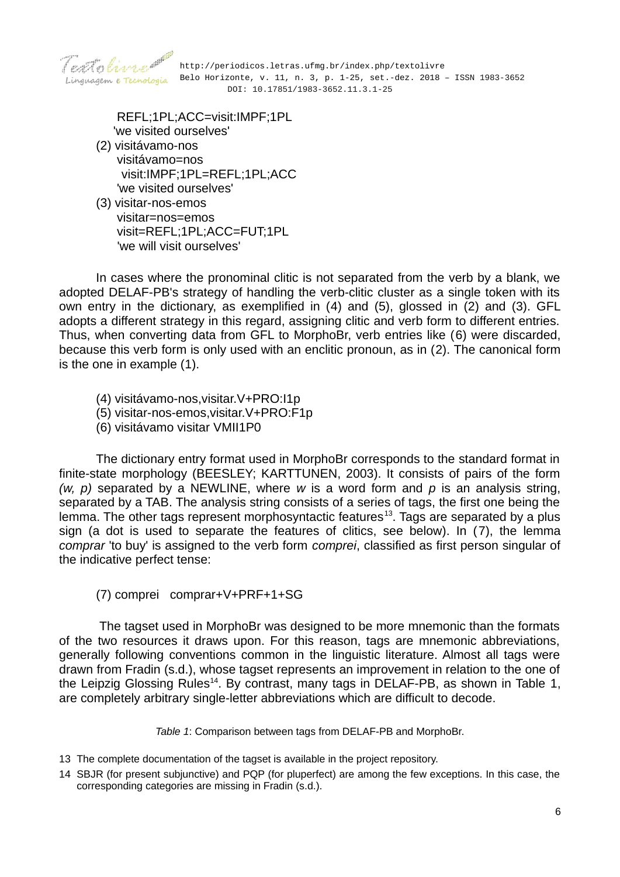REFL;1PL;ACC=visit:IMPF;1PL
'we visited ourselves'

(2) visitávamo-nos
visitávamo=nos
visit:IMPF;1PL=REFL;1PL;ACC
'we visited ourselves'

(3) visitar-nos-emos
visitar=nos=emos
visit=REFL;1PL;ACC=FUT;1PL
'we will visit ourselves'

In cases where the pronominal clitic is not separated from the verb by a blank, we adopted DELAF-PB's strategy of handling the verb-clitic cluster as a single token with its own entry in the dictionary, as exemplified in (4) and (5), glossed in (2) and (3). GFL adopts a different strategy in this regard, assigning clitic and verb form to different entries. Thus, when converting data from GFL to MorphoBr, verb entries like (6) were discarded, because this verb form is only used with an enclitic pronoun, as in (2). The canonical form is the one in example (1).

(4) visitávamo-nos,visitar.V+PRO:I1p
(5) visitar-nos-emos,visitar.V+PRO:F1p
(6) visitávamo visitar VMII1P0

The dictionary entry format used in MorphoBr corresponds to the standard format in finite-state morphology (BEESLEY; KARTTUNEN, 2003). It consists of pairs of the form *(w, p)* separated by a NEWLINE, where *w* is a word form and *p* is an analysis string, separated by a TAB. The analysis string consists of a series of tags, the first one being the lemma. The other tags represent morphosyntactic features[13]. Tags are separated by a plus sign (a dot is used to separate the features of clitics, see below). In (7), the lemma *comprar* 'to buy' is assigned to the verb form *comprei*, classified as first person singular of the indicative perfect tense:

(7) comprei comprar+V+PRF+1+SG

The tagset used in MorphoBr was designed to be more mnemonic than the formats of the two resources it draws upon. For this reason, tags are mnemonic abbreviations, generally following conventions common in the linguistic literature. Almost all tags were drawn from Fradin (s.d.), whose tagset represents an improvement in relation to the one of the Leipzig Glossing Rules[14]. By contrast, many tags in DELAF-PB, as shown in Table 1, are completely arbitrary single-letter abbreviations which are difficult to decode.

*Table 1*: Comparison between tags from DELAF-PB and MorphoBr.

13 The complete documentation of the tagset is available in the project repository.

14 SBJR (for present subjunctive) and PQP (for pluperfect) are among the few exceptions. In this case, the corresponding categories are missing in Fradin (s.d.).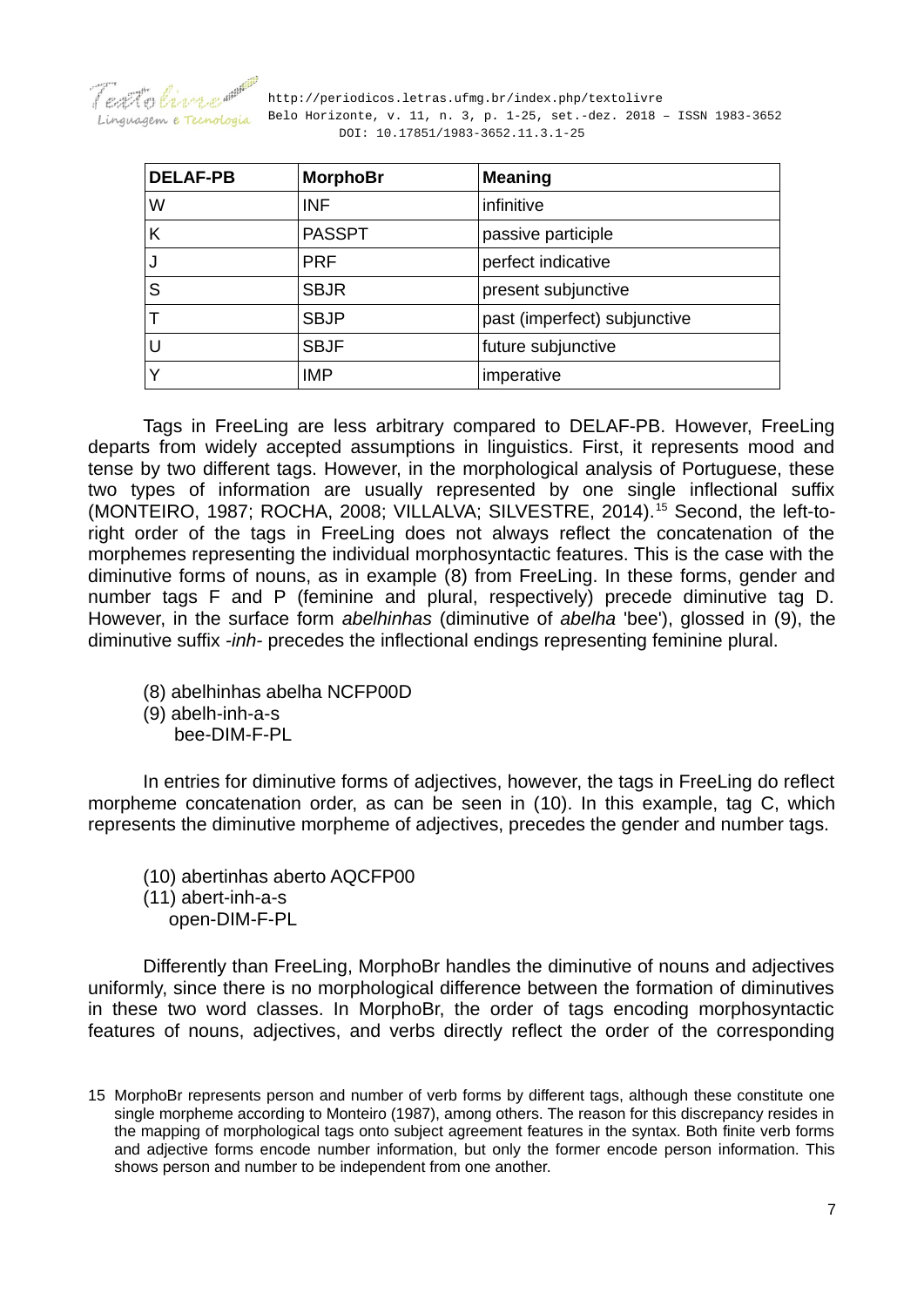| DELAF-PB | MorphoBr | Meaning |
|---|---|---|
| W | INF | infinitive |
| K | PASSPT | passive participle |
| J | PRF | perfect indicative |
| S | SBJR | present subjunctive |
| T | SBJP | past (imperfect) subjunctive |
| U | SBJF | future subjunctive |
| Y | IMP | imperative |

Tags in FreeLing are less arbitrary compared to DELAF-PB. However, FreeLing departs from widely accepted assumptions in linguistics. First, it represents mood and tense by two different tags. However, in the morphological analysis of Portuguese, these two types of information are usually represented by one single inflectional suffix (MONTEIRO, 1987; ROCHA, 2008; VILLALVA; SILVESTRE, 2014).[15] Second, the left-to-right order of the tags in FreeLing does not always reflect the concatenation of the morphemes representing the individual morphosyntactic features. This is the case with the diminutive forms of nouns, as in example (8) from FreeLing. In these forms, gender and number tags F and P (feminine and plural, respectively) precede diminutive tag D. However, in the surface form *abelhinhas* (diminutive of *abelha* 'bee'), glossed in (9), the diminutive suffix *-inh-* precedes the inflectional endings representing feminine plural.

(8) abelhinhas abelha NCFP00D
(9) abelh-inh-a-s
bee-DIM-F-PL

In entries for diminutive forms of adjectives, however, the tags in FreeLing do reflect morpheme concatenation order, as can be seen in (10). In this example, tag C, which represents the diminutive morpheme of adjectives, precedes the gender and number tags.

(10) abertinhas aberto AQCFP00
(11) abert-inh-a-s
open-DIM-F-PL

Differently than FreeLing, MorphoBr handles the diminutive of nouns and adjectives uniformly, since there is no morphological difference between the formation of diminutives in these two word classes. In MorphoBr, the order of tags encoding morphosyntactic features of nouns, adjectives, and verbs directly reflect the order of the corresponding

15 MorphoBr represents person and number of verb forms by different tags, although these constitute one single morpheme according to Monteiro (1987), among others. The reason for this discrepancy resides in the mapping of morphological tags onto subject agreement features in the syntax. Both finite verb forms and adjective forms encode number information, but only the former encode person information. This shows person and number to be independent from one another.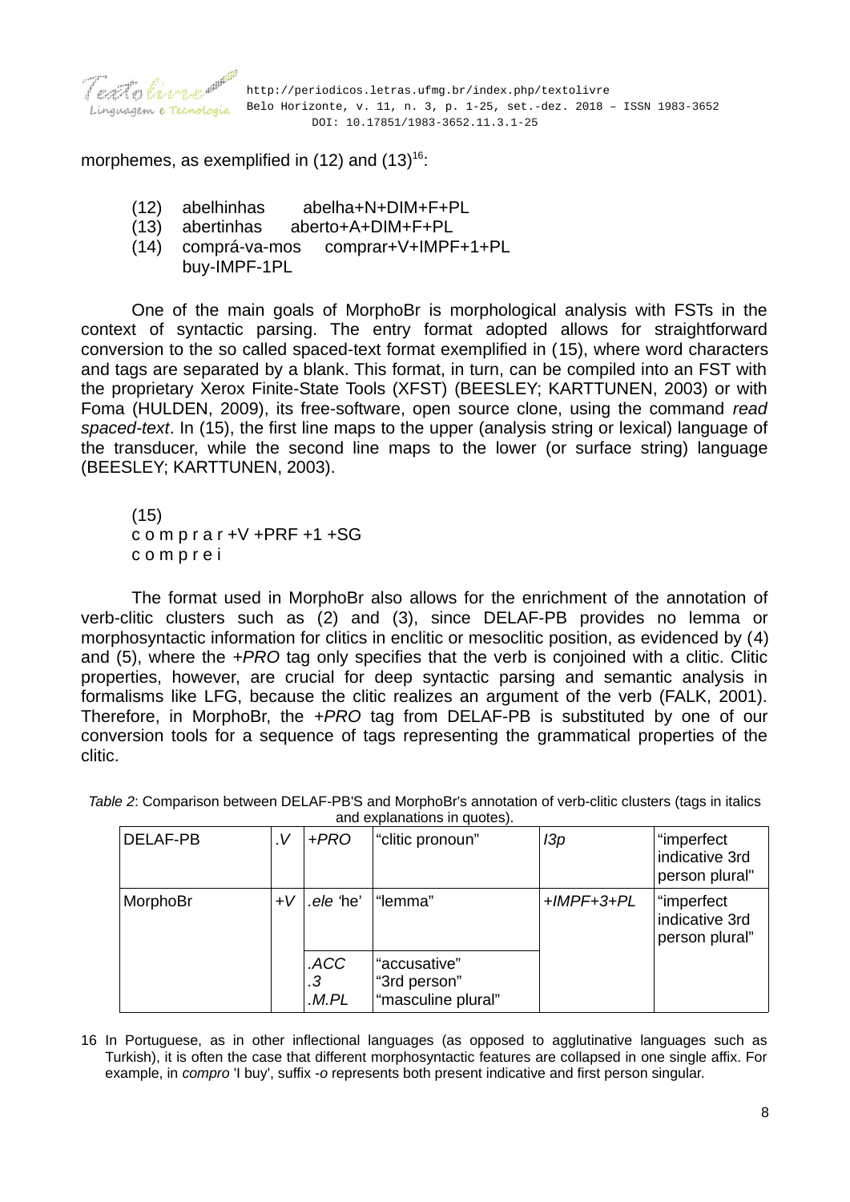morphemes, as exemplified in (12) and (13)[16]:

(12) abelhinhas abelha+N+DIM+F+PL
(13) abertinhas aberto+A+DIM+F+PL
(14) comprá-va-mos comprar+V+IMPF+1+PL
buy-IMPF-1PL

One of the main goals of MorphoBr is morphological analysis with FSTs in the context of syntactic parsing. The entry format adopted allows for straightforward conversion to the so called spaced-text format exemplified in (15), where word characters and tags are separated by a blank. This format, in turn, can be compiled into an FST with the proprietary Xerox Finite-State Tools (XFST) (BEESLEY; KARTTUNEN, 2003) or with Foma (HULDEN, 2009), its free-software, open source clone, using the command *read spaced-text*. In (15), the first line maps to the upper (analysis string or lexical) language of the transducer, while the second line maps to the lower (or surface string) language (BEESLEY; KARTTUNEN, 2003).

(15)
c o m p r a r +V +PRF +1 +SG
c o m p r e i

The format used in MorphoBr also allows for the enrichment of the annotation of verb-clitic clusters such as (2) and (3), since DELAF-PB provides no lemma or morphosyntactic information for clitics in enclitic or mesoclitic position, as evidenced by (4) and (5), where the *+PRO* tag only specifies that the verb is conjoined with a clitic. Clitic properties, however, are crucial for deep syntactic parsing and semantic analysis in formalisms like LFG, because the clitic realizes an argument of the verb (FALK, 2001). Therefore, in MorphoBr, the *+PRO* tag from DELAF-PB is substituted by one of our conversion tools for a sequence of tags representing the grammatical properties of the clitic.

*Table 2*: Comparison between DELAF-PB'S and MorphoBr's annotation of verb-clitic clusters (tags in italics and explanations in quotes).

| DELAF-PB | *.V* | *+PRO* | "clitic pronoun" | *I3p* | "imperfect indicative 3rd person plural" |
|---|---|---|---|---|---|
| MorphoBr | *+V* | *.ele* 'he' | "lemma" | *+IMPF+3+PL* | "imperfect indicative 3rd person plural" |
| | | *.ACC* *.3* *.M.PL* | "accusative" "3rd person" "masculine plural" | | |

16 In Portuguese, as in other inflectional languages (as opposed to agglutinative languages such as Turkish), it is often the case that different morphosyntactic features are collapsed in one single affix. For example, in *compro* 'I buy', suffix *-o* represents both present indicative and first person singular.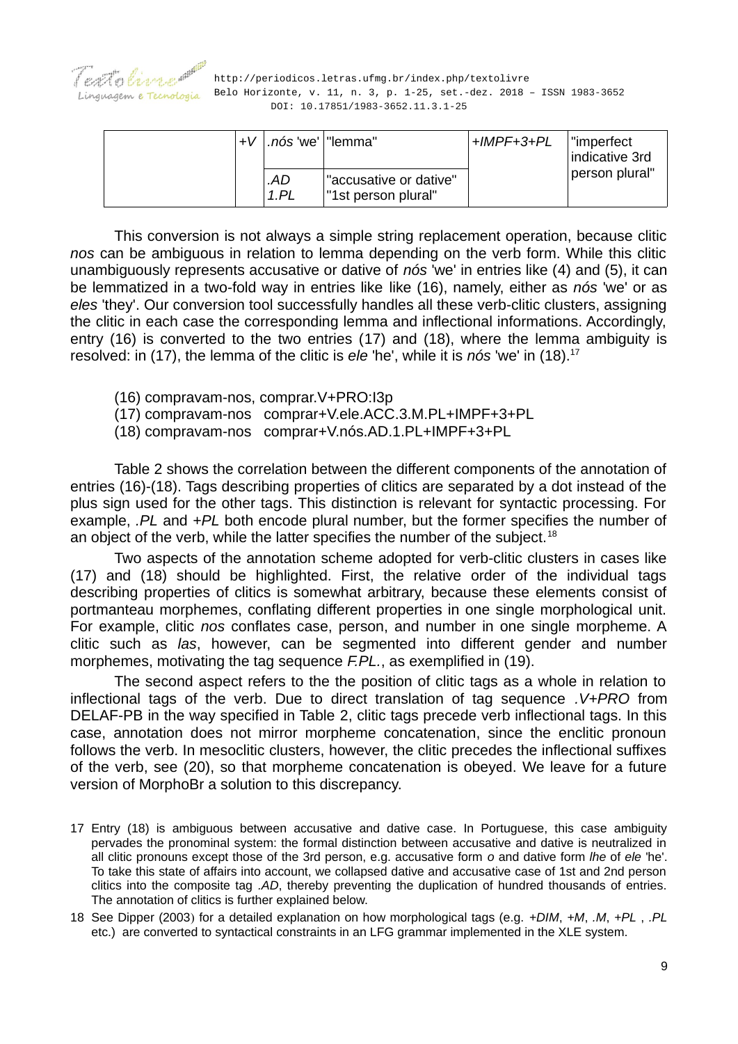| | | | | | |
|---|---|---|---|---|---|
| | *+V* | *.nós* 'we' | "lemma" | *+IMPF+3+PL* | "imperfect indicative 3rd person plural" |
| | | *.AD 1.PL* | "accusative or dative" "1st person plural" | | |

This conversion is not always a simple string replacement operation, because clitic *nos* can be ambiguous in relation to lemma depending on the verb form. While this clitic unambiguously represents accusative or dative of *nós* 'we' in entries like (4) and (5), it can be lemmatized in a two-fold way in entries like like (16), namely, either as *nós* 'we' or as *eles* 'they'. Our conversion tool successfully handles all these verb-clitic clusters, assigning the clitic in each case the corresponding lemma and inflectional informations. Accordingly, entry (16) is converted to the two entries (17) and (18), where the lemma ambiguity is resolved: in (17), the lemma of the clitic is *ele* 'he', while it is *nós* 'we' in (18).[17]

(16) compravam-nos, comprar.V+PRO:I3p
(17) compravam-nos   comprar+V.ele.ACC.3.M.PL+IMPF+3+PL
(18) compravam-nos   comprar+V.nós.AD.1.PL+IMPF+3+PL

Table 2 shows the correlation between the different components of the annotation of entries (16)-(18). Tags describing properties of clitics are separated by a dot instead of the plus sign used for the other tags. This distinction is relevant for syntactic processing. For example, *.PL* and *+PL* both encode plural number, but the former specifies the number of an object of the verb, while the latter specifies the number of the subject.[18]

Two aspects of the annotation scheme adopted for verb-clitic clusters in cases like (17) and (18) should be highlighted. First, the relative order of the individual tags describing properties of clitics is somewhat arbitrary, because these elements consist of portmanteau morphemes, conflating different properties in one single morphological unit. For example, clitic *nos* conflates case, person, and number in one single morpheme. A clitic such as *las*, however, can be segmented into different gender and number morphemes, motivating the tag sequence *F.PL.*, as exemplified in (19).

The second aspect refers to the the position of clitic tags as a whole in relation to inflectional tags of the verb. Due to direct translation of tag sequence *.V+PRO* from DELAF-PB in the way specified in Table 2, clitic tags precede verb inflectional tags. In this case, annotation does not mirror morpheme concatenation, since the enclitic pronoun follows the verb. In mesoclitic clusters, however, the clitic precedes the inflectional suffixes of the verb, see (20), so that morpheme concatenation is obeyed. We leave for a future version of MorphoBr a solution to this discrepancy.

17 Entry (18) is ambiguous between accusative and dative case. In Portuguese, this case ambiguity pervades the pronominal system: the formal distinction between accusative and dative is neutralized in all clitic pronouns except those of the 3rd person, e.g. accusative form *o* and dative form *lhe* of *ele* 'he'. To take this state of affairs into account, we collapsed dative and accusative case of 1st and 2nd person clitics into the composite tag *.AD*, thereby preventing the duplication of hundred thousands of entries. The annotation of clitics is further explained below.

18 See Dipper (2003) for a detailed explanation on how morphological tags (e.g. *+DIM*, *+M*, *.M*, *+PL* , *.PL* etc.) are converted to syntactical constraints in an LFG grammar implemented in the XLE system.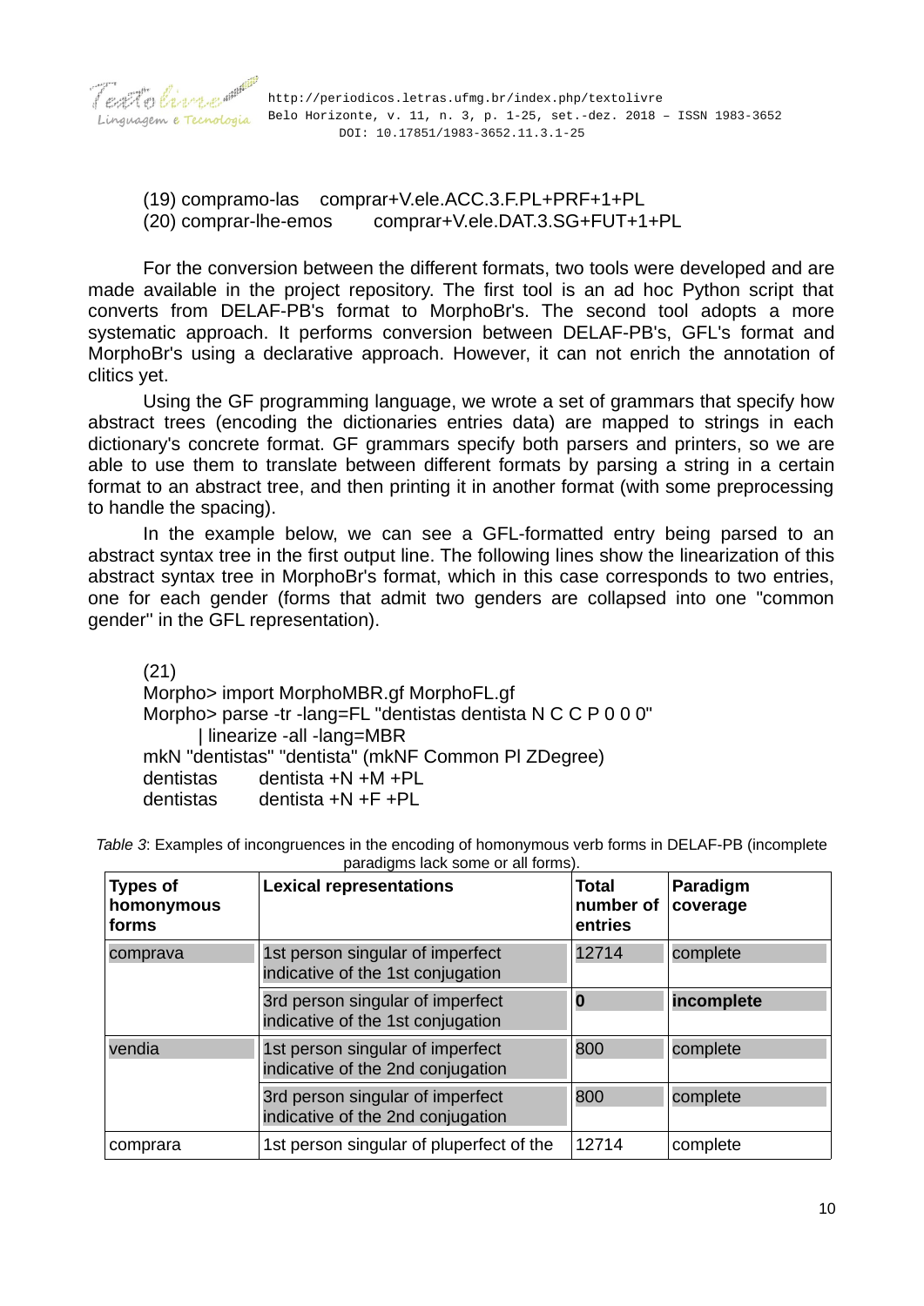(19) compramo-las    comprar+V.ele.ACC.3.F.PL+PRF+1+PL
(20) comprar-lhe-emos    comprar+V.ele.DAT.3.SG+FUT+1+PL

For the conversion between the different formats, two tools were developed and are made available in the project repository. The first tool is an ad hoc Python script that converts from DELAF-PB's format to MorphoBr's. The second tool adopts a more systematic approach. It performs conversion between DELAF-PB's, GFL's format and MorphoBr's using a declarative approach. However, it can not enrich the annotation of clitics yet.

Using the GF programming language, we wrote a set of grammars that specify how abstract trees (encoding the dictionaries entries data) are mapped to strings in each dictionary's concrete format. GF grammars specify both parsers and printers, so we are able to use them to translate between different formats by parsing a string in a certain format to an abstract tree, and then printing it in another format (with some preprocessing to handle the spacing).

In the example below, we can see a GFL-formatted entry being parsed to an abstract syntax tree in the first output line. The following lines show the linearization of this abstract syntax tree in MorphoBr's format, which in this case corresponds to two entries, one for each gender (forms that admit two genders are collapsed into one "common gender" in the GFL representation).

(21)
```
Morpho> import MorphoMBR.gf MorphoFL.gf
Morpho> parse -tr -lang=FL "dentistas dentista N C C P 0 0 0"
    | linearize -all -lang=MBR
mkN "dentistas" "dentista" (mkNF Common Pl ZDegree)
dentistas    dentista +N +M +PL
dentistas    dentista +N +F +PL
```

*Table 3*: Examples of incongruences in the encoding of homonymous verb forms in DELAF-PB (incomplete paradigms lack some or all forms).

| Types of homonymous forms | Lexical representations | Total number of entries | Paradigm coverage |
|---|---|---|---|
| comprava | 1st person singular of imperfect indicative of the 1st conjugation | 12714 | complete |
| | 3rd person singular of imperfect indicative of the 1st conjugation | **0** | **incomplete** |
| vendia | 1st person singular of imperfect indicative of the 2nd conjugation | 800 | complete |
| | 3rd person singular of imperfect indicative of the 2nd conjugation | 800 | complete |
| comprara | 1st person singular of pluperfect of the | 12714 | complete |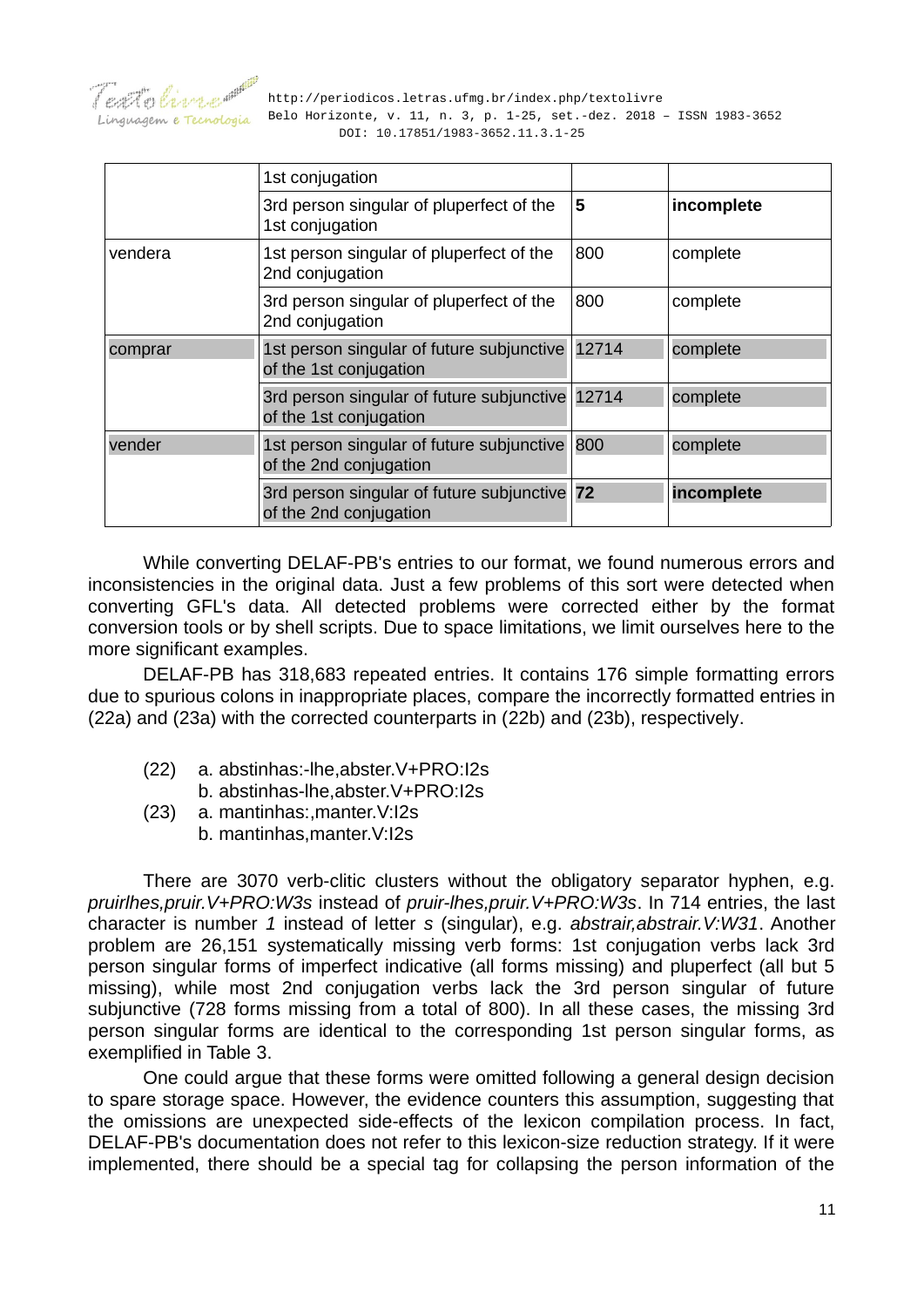| | | | |
|---|---|---|---|
| | 1st conjugation | | |
| | 3rd person singular of pluperfect of the 1st conjugation | **5** | **incomplete** |
| vendera | 1st person singular of pluperfect of the 2nd conjugation | 800 | complete |
| | 3rd person singular of pluperfect of the 2nd conjugation | 800 | complete |
| comprar | 1st person singular of future subjunctive of the 1st conjugation | 12714 | complete |
| | 3rd person singular of future subjunctive of the 1st conjugation | 12714 | complete |
| vender | 1st person singular of future subjunctive of the 2nd conjugation | 800 | complete |
| | 3rd person singular of future subjunctive of the 2nd conjugation | **72** | **incomplete** |

While converting DELAF-PB's entries to our format, we found numerous errors and inconsistencies in the original data. Just a few problems of this sort were detected when converting GFL's data. All detected problems were corrected either by the format conversion tools or by shell scripts. Due to space limitations, we limit ourselves here to the more significant examples.

DELAF-PB has 318,683 repeated entries. It contains 176 simple formatting errors due to spurious colons in inappropriate places, compare the incorrectly formatted entries in (22a) and (23a) with the corrected counterparts in (22b) and (23b), respectively.

(22) a. abstinhas:-lhe,abster.V+PRO:I2s
b. abstinhas-lhe,abster.V+PRO:I2s

(23) a. mantinhas:,manter.V:I2s
b. mantinhas,manter.V:I2s

There are 3070 verb-clitic clusters without the obligatory separator hyphen, e.g. *pruirlhes,pruir.V+PRO:W3s* instead of *pruir-lhes,pruir.V+PRO:W3s*. In 714 entries, the last character is number *1* instead of letter *s* (singular), e.g. *abstrair,abstrair.V:W31*. Another problem are 26,151 systematically missing verb forms: 1st conjugation verbs lack 3rd person singular forms of imperfect indicative (all forms missing) and pluperfect (all but 5 missing), while most 2nd conjugation verbs lack the 3rd person singular of future subjunctive (728 forms missing from a total of 800). In all these cases, the missing 3rd person singular forms are identical to the corresponding 1st person singular forms, as exemplified in Table 3.

One could argue that these forms were omitted following a general design decision to spare storage space. However, the evidence counters this assumption, suggesting that the omissions are unexpected side-effects of the lexicon compilation process. In fact, DELAF-PB's documentation does not refer to this lexicon-size reduction strategy. If it were implemented, there should be a special tag for collapsing the person information of the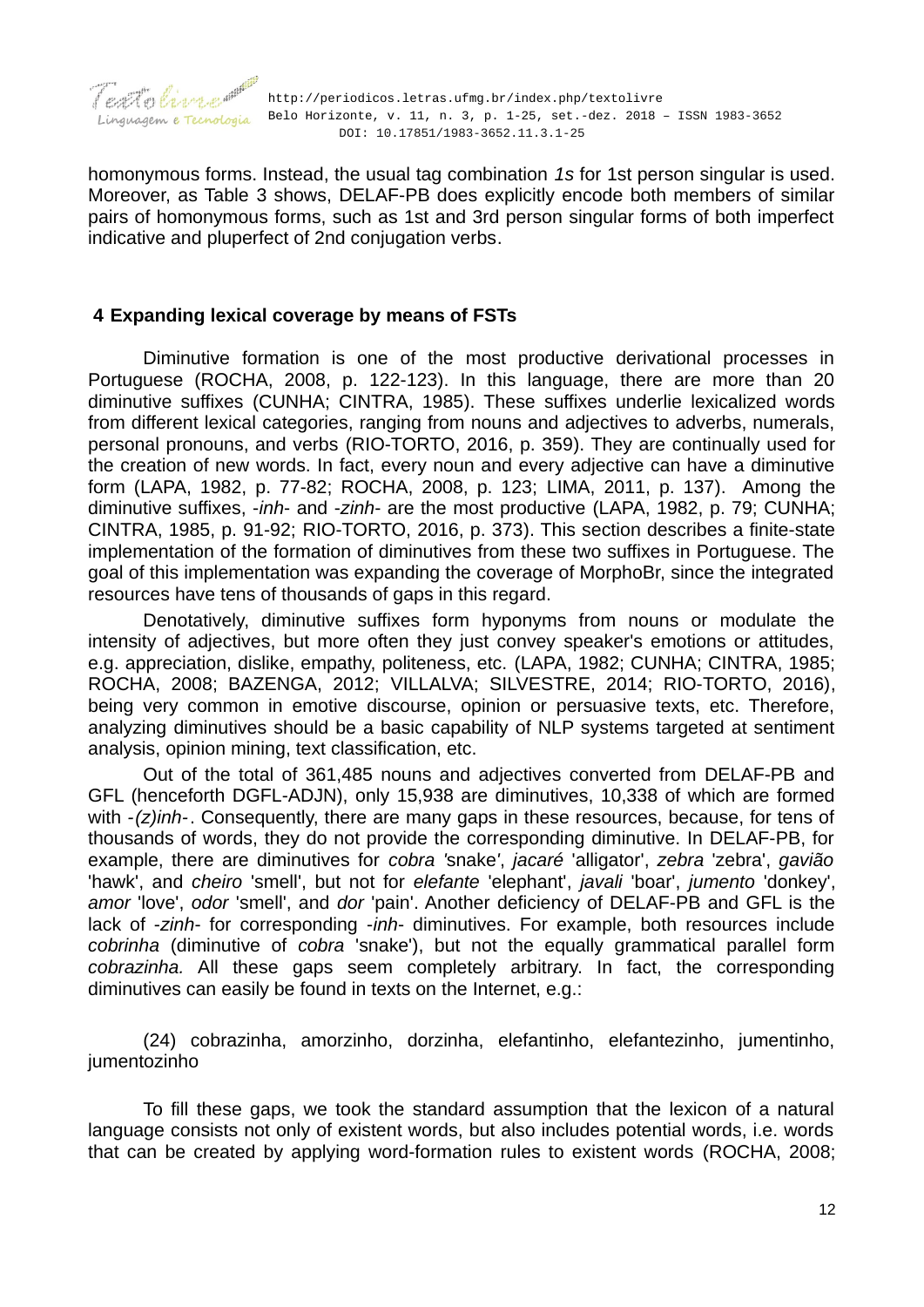homonymous forms. Instead, the usual tag combination *1s* for 1st person singular is used. Moreover, as Table 3 shows, DELAF-PB does explicitly encode both members of similar pairs of homonymous forms, such as 1st and 3rd person singular forms of both imperfect indicative and pluperfect of 2nd conjugation verbs.

## 4 Expanding lexical coverage by means of FSTs

Diminutive formation is one of the most productive derivational processes in Portuguese (ROCHA, 2008, p. 122-123). In this language, there are more than 20 diminutive suffixes (CUNHA; CINTRA, 1985). These suffixes underlie lexicalized words from different lexical categories, ranging from nouns and adjectives to adverbs, numerals, personal pronouns, and verbs (RIO-TORTO, 2016, p. 359). They are continually used for the creation of new words. In fact, every noun and every adjective can have a diminutive form (LAPA, 1982, p. 77-82; ROCHA, 2008, p. 123; LIMA, 2011, p. 137). Among the diminutive suffixes, *-inh-* and *-zinh-* are the most productive (LAPA, 1982, p. 79; CUNHA; CINTRA, 1985, p. 91-92; RIO-TORTO, 2016, p. 373). This section describes a finite-state implementation of the formation of diminutives from these two suffixes in Portuguese. The goal of this implementation was expanding the coverage of MorphoBr, since the integrated resources have tens of thousands of gaps in this regard.

Denotatively, diminutive suffixes form hyponyms from nouns or modulate the intensity of adjectives, but more often they just convey speaker's emotions or attitudes, e.g. appreciation, dislike, empathy, politeness, etc. (LAPA, 1982; CUNHA; CINTRA, 1985; ROCHA, 2008; BAZENGA, 2012; VILLALVA; SILVESTRE, 2014; RIO-TORTO, 2016), being very common in emotive discourse, opinion or persuasive texts, etc. Therefore, analyzing diminutives should be a basic capability of NLP systems targeted at sentiment analysis, opinion mining, text classification, etc.

Out of the total of 361,485 nouns and adjectives converted from DELAF-PB and GFL (henceforth DGFL-ADJN), only 15,938 are diminutives, 10,338 of which are formed with *-(z)inh-*. Consequently, there are many gaps in these resources, because, for tens of thousands of words, they do not provide the corresponding diminutive. In DELAF-PB, for example, there are diminutives for *cobra* 'snake', *jacaré* 'alligator', *zebra* 'zebra', *gavião* 'hawk', and *cheiro* 'smell', but not for *elefante* 'elephant', *javali* 'boar', *jumento* 'donkey', *amor* 'love', *odor* 'smell', and *dor* 'pain'. Another deficiency of DELAF-PB and GFL is the lack of *-zinh-* for corresponding *-inh-* diminutives. For example, both resources include *cobrinha* (diminutive of *cobra* 'snake'), but not the equally grammatical parallel form *cobrazinha.* All these gaps seem completely arbitrary. In fact, the corresponding diminutives can easily be found in texts on the Internet, e.g.:

(24) cobrazinha, amorzinho, dorzinha, elefantinho, elefantezinho, jumentinho, jumentozinho

To fill these gaps, we took the standard assumption that the lexicon of a natural language consists not only of existent words, but also includes potential words, i.e. words that can be created by applying word-formation rules to existent words (ROCHA, 2008;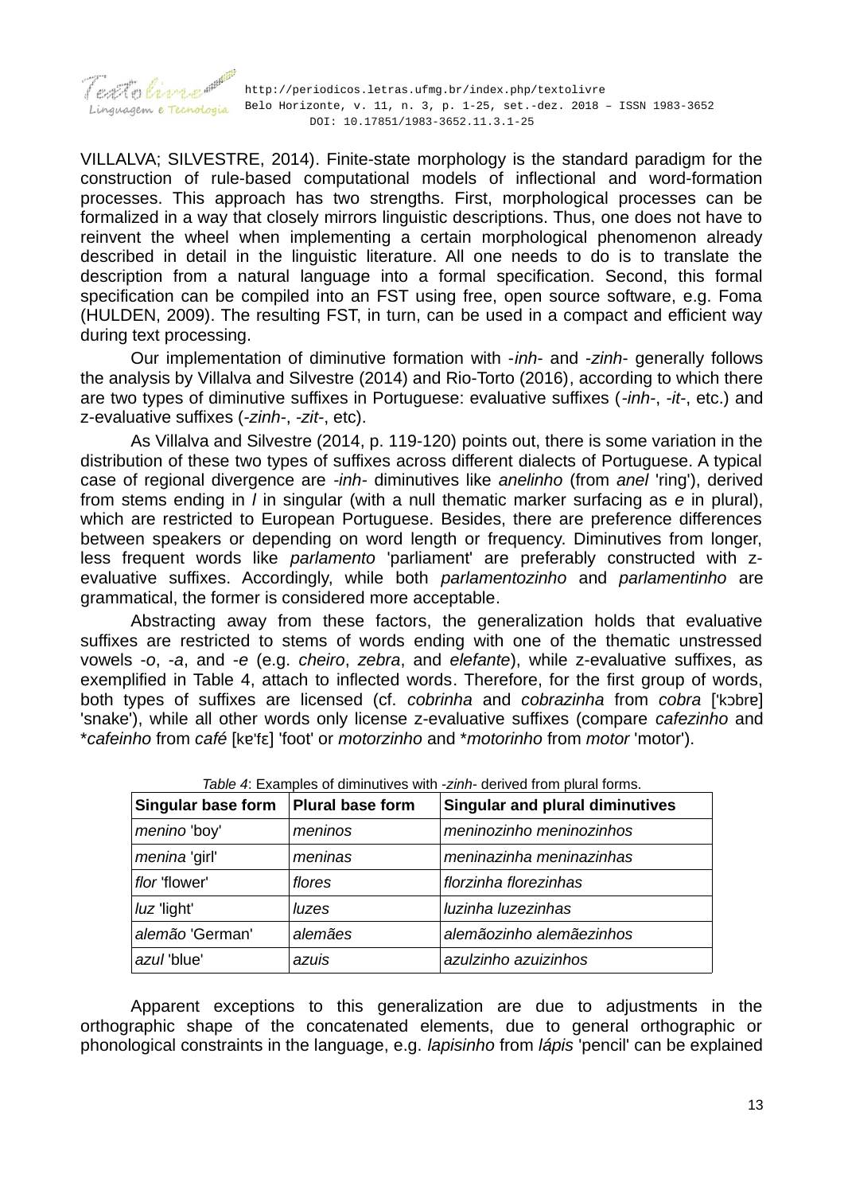VILLALVA; SILVESTRE, 2014). Finite-state morphology is the standard paradigm for the construction of rule-based computational models of inflectional and word-formation processes. This approach has two strengths. First, morphological processes can be formalized in a way that closely mirrors linguistic descriptions. Thus, one does not have to reinvent the wheel when implementing a certain morphological phenomenon already described in detail in the linguistic literature. All one needs to do is to translate the description from a natural language into a formal specification. Second, this formal specification can be compiled into an FST using free, open source software, e.g. Foma (HULDEN, 2009). The resulting FST, in turn, can be used in a compact and efficient way during text processing.

Our implementation of diminutive formation with *-inh-* and *-zinh-* generally follows the analysis by Villalva and Silvestre (2014) and Rio-Torto (2016), according to which there are two types of diminutive suffixes in Portuguese: evaluative suffixes (*-inh-*, *-it-*, etc.) and z-evaluative suffixes (*-zinh-*, *-zit-*, etc).

As Villalva and Silvestre (2014, p. 119-120) points out, there is some variation in the distribution of these two types of suffixes across different dialects of Portuguese. A typical case of regional divergence are *-inh-* diminutives like *anelinho* (from *anel* 'ring'), derived from stems ending in *l* in singular (with a null thematic marker surfacing as *e* in plural), which are restricted to European Portuguese. Besides, there are preference differences between speakers or depending on word length or frequency. Diminutives from longer, less frequent words like *parlamento* 'parliament' are preferably constructed with z-evaluative suffixes. Accordingly, while both *parlamentozinho* and *parlamentinho* are grammatical, the former is considered more acceptable.

Abstracting away from these factors, the generalization holds that evaluative suffixes are restricted to stems of words ending with one of the thematic unstressed vowels *-o*, *-a*, and *-e* (e.g. *cheiro*, *zebra*, and *elefante*), while z-evaluative suffixes, as exemplified in Table 4, attach to inflected words. Therefore, for the first group of words, both types of suffixes are licensed (cf. *cobrinha* and *cobrazinha* from *cobra* ['kɔbrɐ] 'snake'), while all other words only license z-evaluative suffixes (compare *cafezinho* and \**cafeinho* from *café* [kɐ'fɛ] 'foot' or *motorzinho* and \**motorinho* from *motor* 'motor').

*Table 4*: Examples of diminutives with *-zinh-* derived from plural forms.

| Singular base form | Plural base form | Singular and plural diminutives |
|---|---|---|
| *menino* 'boy' | *meninos* | *meninozinho meninozinhos* |
| *menina* 'girl' | *meninas* | *meninazinha meninazinhas* |
| *flor* 'flower' | *flores* | *florzinha florezinhas* |
| *luz* 'light' | *luzes* | *luzinha luzezinhas* |
| *alemão* 'German' | *alemães* | *alemãozinho alemãezinhos* |
| *azul* 'blue' | *azuis* | *azulzinho azuizinhos* |

Apparent exceptions to this generalization are due to adjustments in the orthographic shape of the concatenated elements, due to general orthographic or phonological constraints in the language, e.g. *lapisinho* from *lápis* 'pencil' can be explained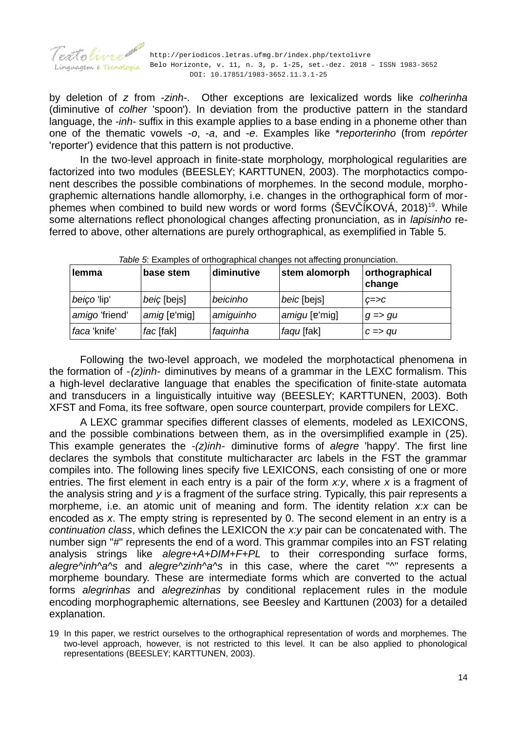by deletion of *z* from *-zinh-*. Other exceptions are lexicalized words like *colherinha* (diminutive of *colher* 'spoon'). In deviation from the productive pattern in the standard language, the *-inh-* suffix in this example applies to a base ending in a phoneme other than one of the thematic vowels *-o*, *-a*, and *-e*. Examples like *\*reporterinho* (from *repórter* 'reporter') evidence that this pattern is not productive.

In the two-level approach in finite-state morphology, morphological regularities are factorized into two modules (BEESLEY; KARTTUNEN, 2003). The morphotactics component describes the possible combinations of morphemes. In the second module, morphographemic alternations handle allomorphy, i.e. changes in the orthographical form of morphemes when combined to build new words or word forms (ŠEVČÍKOVÁ, 2018)[19]. While some alternations reflect phonological changes affecting pronunciation, as in *lapisinho* referred to above, other alternations are purely orthographical, as exemplified in Table 5.

*Table 5*: Examples of orthographical changes not affecting pronunciation.

| lemma | base stem | diminutive | stem alomorph | orthographical change |
|---|---|---|---|---|
| *beiço* 'lip' | *beiç* [bejs] | *beicinho* | *beic* [bejs] | *ç=>c* |
| *amigo* 'friend' | *amig* [e'mig] | *amiguinho* | *amigu* [e'mig] | *g => gu* |
| *faca* 'knife' | *fac* [fak] | *faquinha* | *faqu* [fak] | *c => qu* |

Following the two-level approach, we modeled the morphotactical phenomena in the formation of *-(z)inh-* diminutives by means of a grammar in the LEXC formalism. This a high-level declarative language that enables the specification of finite-state automata and transducers in a linguistically intuitive way (BEESLEY; KARTTUNEN, 2003). Both XFST and Foma, its free software, open source counterpart, provide compilers for LEXC.

A LEXC grammar specifies different classes of elements, modeled as LEXICONS, and the possible combinations between them, as in the oversimplified example in (25). This example generates the *-(z)inh-* diminutive forms of *alegre* 'happy'. The first line declares the symbols that constitute multicharacter arc labels in the FST the grammar compiles into. The following lines specify five LEXICONS, each consisting of one or more entries. The first element in each entry is a pair of the form *x:y*, where *x* is a fragment of the analysis string and *y* is a fragment of the surface string. Typically, this pair represents a morpheme, i.e. an atomic unit of meaning and form. The identity relation *x:x* can be encoded as *x*. The empty string is represented by 0. The second element in an entry is a *continuation class*, which defines the LEXICON the *x:y* pair can be concatenated with. The number sign "#" represents the end of a word. This grammar compiles into an FST relating analysis strings like *alegre+A+DIM+F+PL* to their corresponding surface forms, *alegre^inh^a^s* and *alegre^zinh^a^s* in this case, where the caret "^" represents a morpheme boundary. These are intermediate forms which are converted to the actual forms *alegrinhas* and *alegrezinhas* by conditional replacement rules in the module encoding morphographemic alternations, see Beesley and Karttunen (2003) for a detailed explanation.

19 In this paper, we restrict ourselves to the orthographical representation of words and morphemes. The two-level approach, however, is not restricted to this level. It can be also applied to phonological representations (BEESLEY; KARTTUNEN, 2003).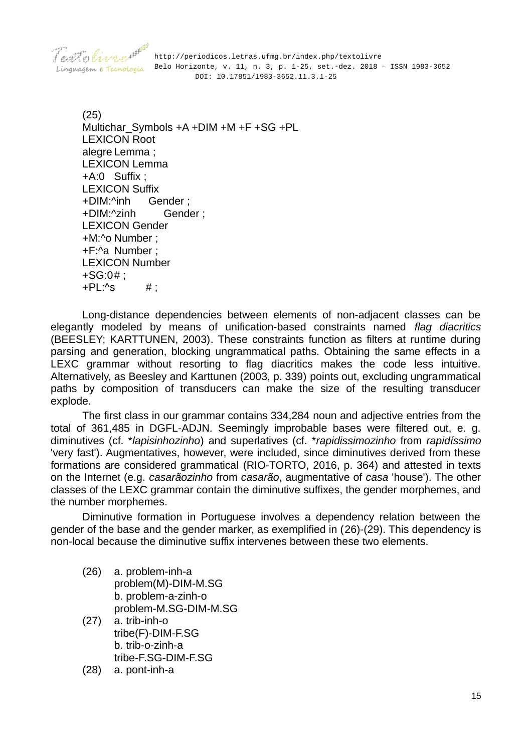(25)

```
Multichar_Symbols +A +DIM +M +F +SG +PL
LEXICON Root
alegre Lemma ;
LEXICON Lemma
+A:0   Suffix ;
LEXICON Suffix
+DIM:^inh      Gender ;
+DIM:^zinh       Gender ;
LEXICON Gender
+M:^o Number ;
+F:^a  Number ;
LEXICON Number
+SG:0# ;
+PL:^s        # ;
```

Long-distance dependencies between elements of non-adjacent classes can be elegantly modeled by means of unification-based constraints named *flag diacritics* (BEESLEY; KARTTUNEN, 2003). These constraints function as filters at runtime during parsing and generation, blocking ungrammatical paths. Obtaining the same effects in a LEXC grammar without resorting to flag diacritics makes the code less intuitive. Alternatively, as Beesley and Karttunen (2003, p. 339) points out, excluding ungrammatical paths by composition of transducers can make the size of the resulting transducer explode.

The first class in our grammar contains 334,284 noun and adjective entries from the total of 361,485 in DGFL-ADJN. Seemingly improbable bases were filtered out, e. g. diminutives (cf. *\*lapisinhozinho*) and superlatives (cf. *\*rapidissimozinho* from *rapidíssimo* 'very fast'). Augmentatives, however, were included, since diminutives derived from these formations are considered grammatical (RIO-TORTO, 2016, p. 364) and attested in texts on the Internet (e.g. *casarãozinho* from *casarão*, augmentative of *casa* 'house'). The other classes of the LEXC grammar contain the diminutive suffixes, the gender morphemes, and the number morphemes.

Diminutive formation in Portuguese involves a dependency relation between the gender of the base and the gender marker, as exemplified in (26)-(29). This dependency is non-local because the diminutive suffix intervenes between these two elements.

(26) a. problem-inh-a
problem(M)-DIM-M.SG
b. problem-a-zinh-o
problem-M.SG-DIM-M.SG

(27) a. trib-inh-o
tribe(F)-DIM-F.SG
b. trib-o-zinh-a
tribe-F.SG-DIM-F.SG

(28) a. pont-inh-a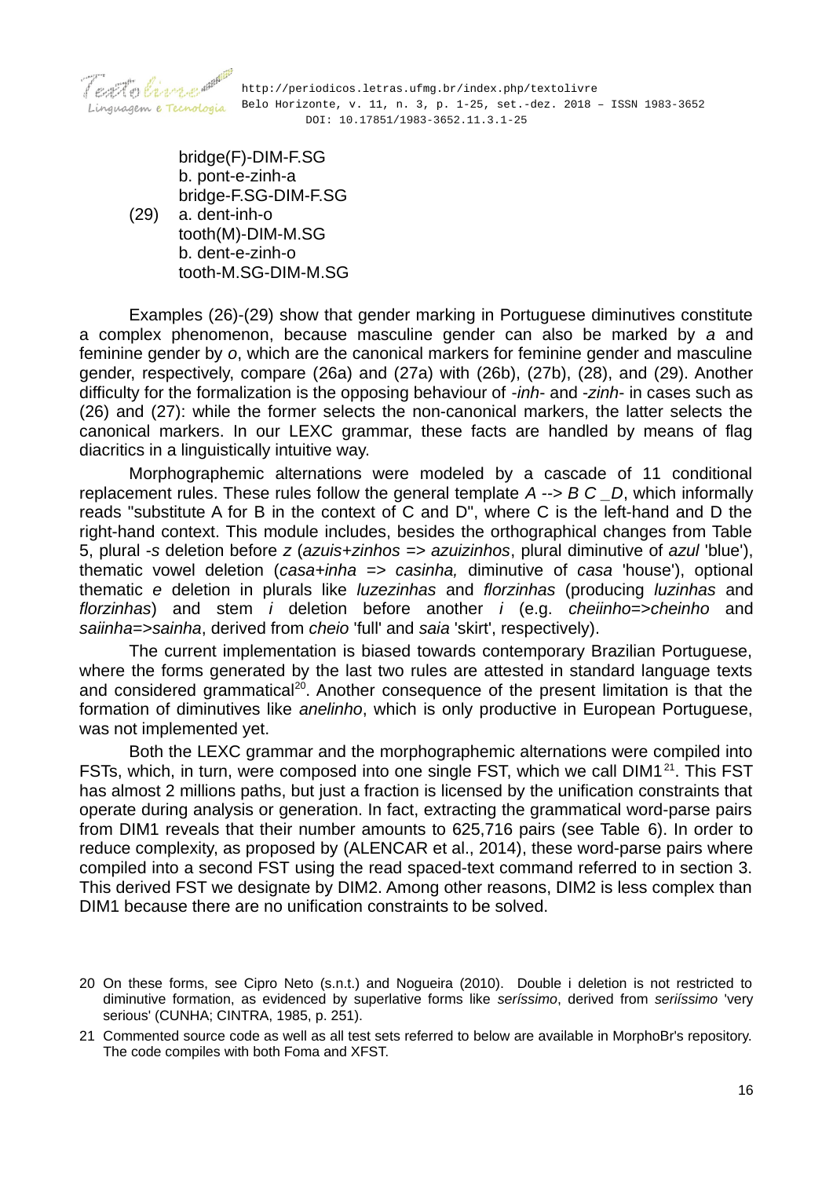bridge(F)-DIM-F.SG
b. pont-e-zinh-a
bridge-F.SG-DIM-F.SG

(29) a. dent-inh-o
tooth(M)-DIM-M.SG
b. dent-e-zinh-o
tooth-M.SG-DIM-M.SG

Examples (26)-(29) show that gender marking in Portuguese diminutives constitute a complex phenomenon, because masculine gender can also be marked by *a* and feminine gender by *o*, which are the canonical markers for feminine gender and masculine gender, respectively, compare (26a) and (27a) with (26b), (27b), (28), and (29). Another difficulty for the formalization is the opposing behaviour of *-inh-* and *-zinh-* in cases such as (26) and (27): while the former selects the non-canonical markers, the latter selects the canonical markers. In our LEXC grammar, these facts are handled by means of flag diacritics in a linguistically intuitive way.

Morphographemic alternations were modeled by a cascade of 11 conditional replacement rules. These rules follow the general template *A --> B C _D*, which informally reads "substitute A for B in the context of C and D", where C is the left-hand and D the right-hand context. This module includes, besides the orthographical changes from Table 5, plural *-s* deletion before *z* (*azuis+zinhos => azuizinhos*, plural diminutive of *azul* 'blue'), thematic vowel deletion (*casa+inha => casinha,* diminutive of *casa* 'house'), optional thematic *e* deletion in plurals like *luzezinhas* and *florzinhas* (producing *luzinhas* and *florzinhas*) and stem *i* deletion before another *i* (e.g. *cheiinho=>cheinho* and *saiinha=>sainha*, derived from *cheio* 'full' and *saia* 'skirt', respectively).

The current implementation is biased towards contemporary Brazilian Portuguese, where the forms generated by the last two rules are attested in standard language texts and considered grammatical[20]. Another consequence of the present limitation is that the formation of diminutives like *anelinho*, which is only productive in European Portuguese, was not implemented yet.

Both the LEXC grammar and the morphographemic alternations were compiled into FSTs, which, in turn, were composed into one single FST, which we call DIM1[21]. This FST has almost 2 millions paths, but just a fraction is licensed by the unification constraints that operate during analysis or generation. In fact, extracting the grammatical word-parse pairs from DIM1 reveals that their number amounts to 625,716 pairs (see Table 6). In order to reduce complexity, as proposed by (ALENCAR et al., 2014), these word-parse pairs where compiled into a second FST using the read spaced-text command referred to in section 3. This derived FST we designate by DIM2. Among other reasons, DIM2 is less complex than DIM1 because there are no unification constraints to be solved.

20 On these forms, see Cipro Neto (s.n.t.) and Nogueira (2010). Double i deletion is not restricted to diminutive formation, as evidenced by superlative forms like *seríssimo*, derived from *seriíssimo* 'very serious' (CUNHA; CINTRA, 1985, p. 251).

21 Commented source code as well as all test sets referred to below are available in MorphoBr's repository. The code compiles with both Foma and XFST.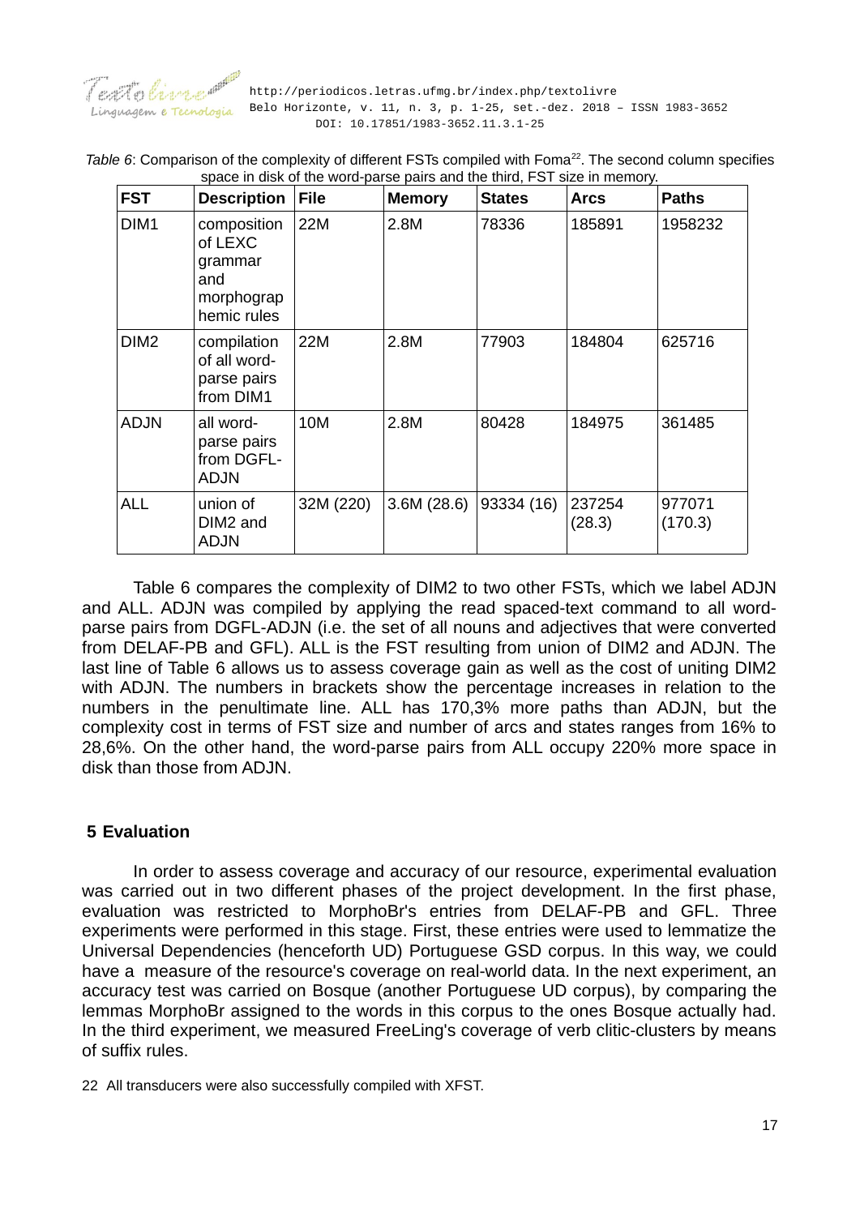*Table 6*: Comparison of the complexity of different FSTs compiled with Foma[22]. The second column specifies space in disk of the word-parse pairs and the third, FST size in memory.

| FST | Description | File | Memory | States | Arcs | Paths |
|---|---|---|---|---|---|---|
| DIM1 | composition of LEXC grammar and morphographemic rules | 22M | 2.8M | 78336 | 185891 | 1958232 |
| DIM2 | compilation of all word-parse pairs from DIM1 | 22M | 2.8M | 77903 | 184804 | 625716 |
| ADJN | all word-parse pairs from DGFL-ADJN | 10M | 2.8M | 80428 | 184975 | 361485 |
| ALL | union of DIM2 and ADJN | 32M (220) | 3.6M (28.6) | 93334 (16) | 237254 (28.3) | 977071 (170.3) |

Table 6 compares the complexity of DIM2 to two other FSTs, which we label ADJN and ALL. ADJN was compiled by applying the read spaced-text command to all word-parse pairs from DGFL-ADJN (i.e. the set of all nouns and adjectives that were converted from DELAF-PB and GFL). ALL is the FST resulting from union of DIM2 and ADJN. The last line of Table 6 allows us to assess coverage gain as well as the cost of uniting DIM2 with ADJN. The numbers in brackets show the percentage increases in relation to the numbers in the penultimate line. ALL has 170,3% more paths than ADJN, but the complexity cost in terms of FST size and number of arcs and states ranges from 16% to 28,6%. On the other hand, the word-parse pairs from ALL occupy 220% more space in disk than those from ADJN.

## 5 Evaluation

In order to assess coverage and accuracy of our resource, experimental evaluation was carried out in two different phases of the project development. In the first phase, evaluation was restricted to MorphoBr's entries from DELAF-PB and GFL. Three experiments were performed in this stage. First, these entries were used to lemmatize the Universal Dependencies (henceforth UD) Portuguese GSD corpus. In this way, we could have a measure of the resource's coverage on real-world data. In the next experiment, an accuracy test was carried on Bosque (another Portuguese UD corpus), by comparing the lemmas MorphoBr assigned to the words in this corpus to the ones Bosque actually had. In the third experiment, we measured FreeLing's coverage of verb clitic-clusters by means of suffix rules.

22 All transducers were also successfully compiled with XFST.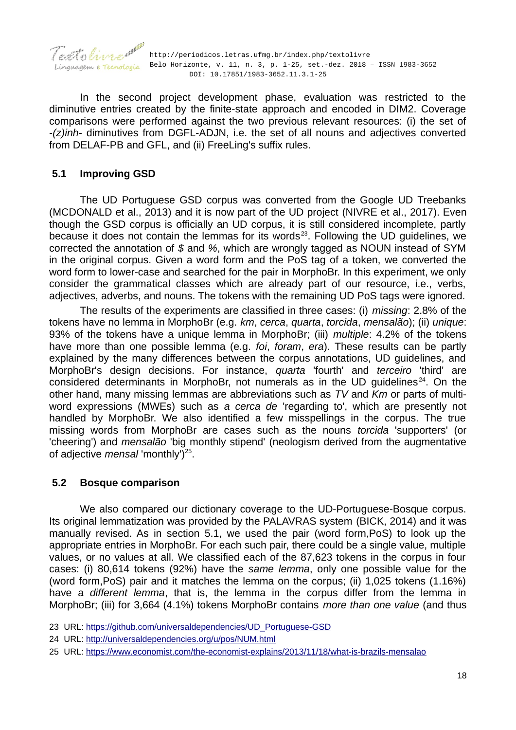In the second project development phase, evaluation was restricted to the diminutive entries created by the finite-state approach and encoded in DIM2. Coverage comparisons were performed against the two previous relevant resources: (i) the set of *-(z)inh-* diminutives from DGFL-ADJN, i.e. the set of all nouns and adjectives converted from DELAF-PB and GFL, and (ii) FreeLing's suffix rules.

## 5.1 Improving GSD

The UD Portuguese GSD corpus was converted from the Google UD Treebanks (MCDONALD et al., 2013) and it is now part of the UD project (NIVRE et al., 2017). Even though the GSD corpus is officially an UD corpus, it is still considered incomplete, partly because it does not contain the lemmas for its words[23]. Following the UD guidelines, we corrected the annotation of *$* and *%*, which are wrongly tagged as NOUN instead of SYM in the original corpus. Given a word form and the PoS tag of a token, we converted the word form to lower-case and searched for the pair in MorphoBr. In this experiment, we only consider the grammatical classes which are already part of our resource, i.e., verbs, adjectives, adverbs, and nouns. The tokens with the remaining UD PoS tags were ignored.

The results of the experiments are classified in three cases: (i) *missing*: 2.8% of the tokens have no lemma in MorphoBr (e.g. *km*, *cerca*, *quarta*, *torcida*, *mensalão*); (ii) *unique*: 93% of the tokens have a unique lemma in MorphoBr; (iii) *multiple*: 4.2% of the tokens have more than one possible lemma (e.g. *foi*, *foram*, *era*). These results can be partly explained by the many differences between the corpus annotations, UD guidelines, and MorphoBr's design decisions. For instance, *quarta* 'fourth' and *terceiro* 'third' are considered determinants in MorphoBr, not numerals as in the UD guidelines[24]. On the other hand, many missing lemmas are abbreviations such as *TV* and *Km* or parts of multi-word expressions (MWEs) such as *a cerca de* 'regarding to', which are presently not handled by MorphoBr. We also identified a few misspellings in the corpus. The true missing words from MorphoBr are cases such as the nouns *torcida* 'supporters' (or 'cheering') and *mensalão* 'big monthly stipend' (neologism derived from the augmentative of adjective *mensal* 'monthly')[25].

## 5.2 Bosque comparison

We also compared our dictionary coverage to the UD-Portuguese-Bosque corpus. Its original lemmatization was provided by the PALAVRAS system (BICK, 2014) and it was manually revised. As in section 5.1, we used the pair (word form,PoS) to look up the appropriate entries in MorphoBr. For each such pair, there could be a single value, multiple values, or no values at all. We classified each of the 87,623 tokens in the corpus in four cases: (i) 80,614 tokens (92%) have the *same lemma*, only one possible value for the (word form,PoS) pair and it matches the lemma on the corpus; (ii) 1,025 tokens (1.16%) have a *different lemma*, that is, the lemma in the corpus differ from the lemma in MorphoBr; (iii) for 3,664 (4.1%) tokens MorphoBr contains *more than one value* (and thus

23 URL: https://github.com/universaldependencies/UD_Portuguese-GSD

24 URL: http://universaldependencies.org/u/pos/NUM.html

25 URL: https://www.economist.com/the-economist-explains/2013/11/18/what-is-brazils-mensalao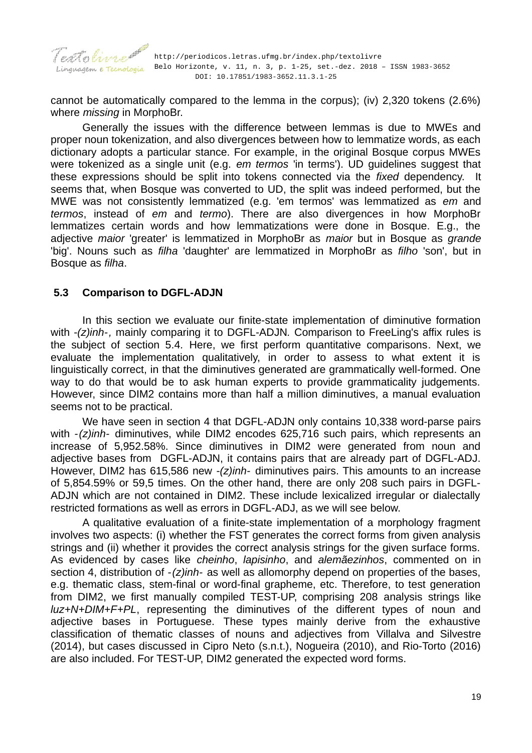cannot be automatically compared to the lemma in the corpus); (iv) 2,320 tokens (2.6%) where *missing* in MorphoBr.

Generally the issues with the difference between lemmas is due to MWEs and proper noun tokenization, and also divergences between how to lemmatize words, as each dictionary adopts a particular stance. For example, in the original Bosque corpus MWEs were tokenized as a single unit (e.g. *em termos* 'in terms'). UD guidelines suggest that these expressions should be split into tokens connected via the *fixed* dependency. It seems that, when Bosque was converted to UD, the split was indeed performed, but the MWE was not consistently lemmatized (e.g. 'em termos' was lemmatized as *em* and *termos*, instead of *em* and *termo*). There are also divergences in how MorphoBr lemmatizes certain words and how lemmatizations were done in Bosque. E.g., the adjective *maior* 'greater' is lemmatized in MorphoBr as *maior* but in Bosque as *grande* 'big'. Nouns such as *filha* 'daughter' are lemmatized in MorphoBr as *filho* 'son', but in Bosque as *filha*.

## 5.3 Comparison to DGFL-ADJN

In this section we evaluate our finite-state implementation of diminutive formation with -*(z)inh*-, mainly comparing it to DGFL-ADJN. Comparison to FreeLing's affix rules is the subject of section 5.4. Here, we first perform quantitative comparisons. Next, we evaluate the implementation qualitatively, in order to assess to what extent it is linguistically correct, in that the diminutives generated are grammatically well-formed. One way to do that would be to ask human experts to provide grammaticality judgements. However, since DIM2 contains more than half a million diminutives, a manual evaluation seems not to be practical.

We have seen in section 4 that DGFL-ADJN only contains 10,338 word-parse pairs with -*(z)inh*- diminutives, while DIM2 encodes 625,716 such pairs, which represents an increase of 5,952.58%. Since diminutives in DIM2 were generated from noun and adjective bases from DGFL-ADJN, it contains pairs that are already part of DGFL-ADJ. However, DIM2 has 615,586 new -*(z)inh*- diminutives pairs. This amounts to an increase of 5,854.59% or 59,5 times. On the other hand, there are only 208 such pairs in DGFL-ADJN which are not contained in DIM2. These include lexicalized irregular or dialectally restricted formations as well as errors in DGFL-ADJ, as we will see below.

A qualitative evaluation of a finite-state implementation of a morphology fragment involves two aspects: (i) whether the FST generates the correct forms from given analysis strings and (ii) whether it provides the correct analysis strings for the given surface forms. As evidenced by cases like *cheinho*, *lapisinho*, and *alemãezinhos*, commented on in section 4, distribution of -*(z)inh*- as well as allomorphy depend on properties of the bases, e.g. thematic class, stem-final or word-final grapheme, etc. Therefore, to test generation from DIM2, we first manually compiled TEST-UP, comprising 208 analysis strings like *luz+N+DIM+F+PL*, representing the diminutives of the different types of noun and adjective bases in Portuguese. These types mainly derive from the exhaustive classification of thematic classes of nouns and adjectives from Villalva and Silvestre (2014), but cases discussed in Cipro Neto (s.n.t.), Nogueira (2010), and Rio-Torto (2016) are also included. For TEST-UP, DIM2 generated the expected word forms.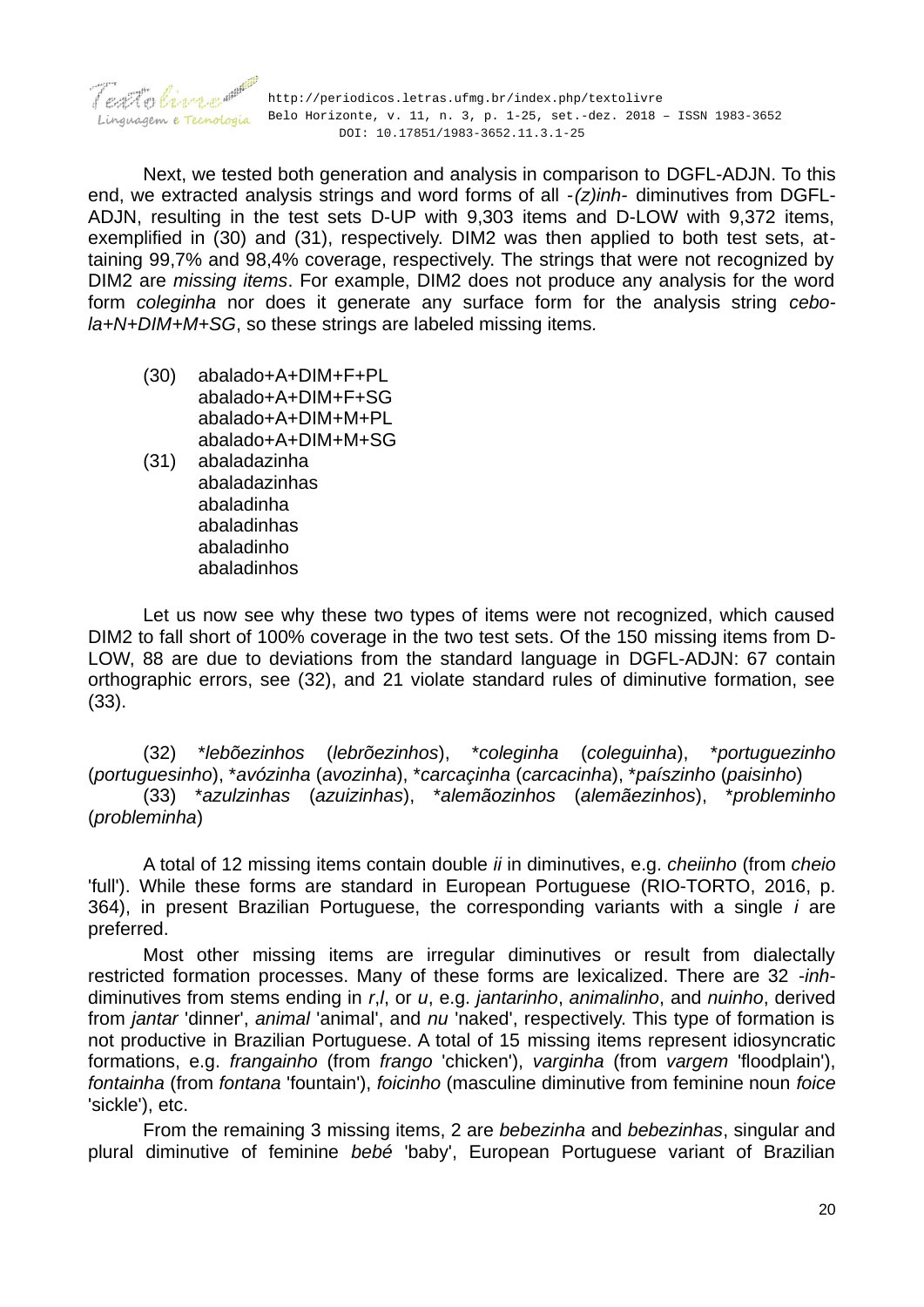Next, we tested both generation and analysis in comparison to DGFL-ADJN. To this end, we extracted analysis strings and word forms of all *-(z)inh-* diminutives from DGFL-ADJN, resulting in the test sets D-UP with 9,303 items and D-LOW with 9,372 items, exemplified in (30) and (31), respectively. DIM2 was then applied to both test sets, attaining 99,7% and 98,4% coverage, respectively. The strings that were not recognized by DIM2 are *missing items*. For example, DIM2 does not produce any analysis for the word form *coleginha* nor does it generate any surface form for the analysis string *cebola+N+DIM+M+SG*, so these strings are labeled missing items.

(30) abalado+A+DIM+F+PL
abalado+A+DIM+F+SG
abalado+A+DIM+M+PL
abalado+A+DIM+M+SG

(31) abaladazinha
abaladazinhas
abaladinha
abaladinhas
abaladinho
abaladinhos

Let us now see why these two types of items were not recognized, which caused DIM2 to fall short of 100% coverage in the two test sets. Of the 150 missing items from D-LOW, 88 are due to deviations from the standard language in DGFL-ADJN: 67 contain orthographic errors, see (32), and 21 violate standard rules of diminutive formation, see (33).

(32) *\*lebõezinhos* (*lebrõezinhos*), *\*coleginha* (*coleguinha*), *\*portuguezinho* (*portuguesinho*), *\*avózinha* (*avozinha*), *\*carcaçinha* (*carcacinha*), *\*paíszinho* (*paisinho*)
(33) *\*azulzinhas* (*azuizinhas*), *\*alemãozinhos* (*alemãezinhos*), *\*probleminho* (*probleminha*)

A total of 12 missing items contain double *ii* in diminutives, e.g. *cheiinho* (from *cheio* 'full'). While these forms are standard in European Portuguese (RIO-TORTO, 2016, p. 364), in present Brazilian Portuguese, the corresponding variants with a single *i* are preferred.

Most other missing items are irregular diminutives or result from dialectally restricted formation processes. Many of these forms are lexicalized. There are 32 *-inh-* diminutives from stems ending in *r*,*l*, or *u*, e.g. *jantarinho*, *animalinho*, and *nuinho*, derived from *jantar* 'dinner', *animal* 'animal', and *nu* 'naked', respectively. This type of formation is not productive in Brazilian Portuguese. A total of 15 missing items represent idiosyncratic formations, e.g. *frangainho* (from *frango* 'chicken'), *varginha* (from *vargem* 'floodplain'), *fontainha* (from *fontana* 'fountain'), *foicinho* (masculine diminutive from feminine noun *foice* 'sickle'), etc.

From the remaining 3 missing items, 2 are *bebezinha* and *bebezinhas*, singular and plural diminutive of feminine *bebé* 'baby', European Portuguese variant of Brazilian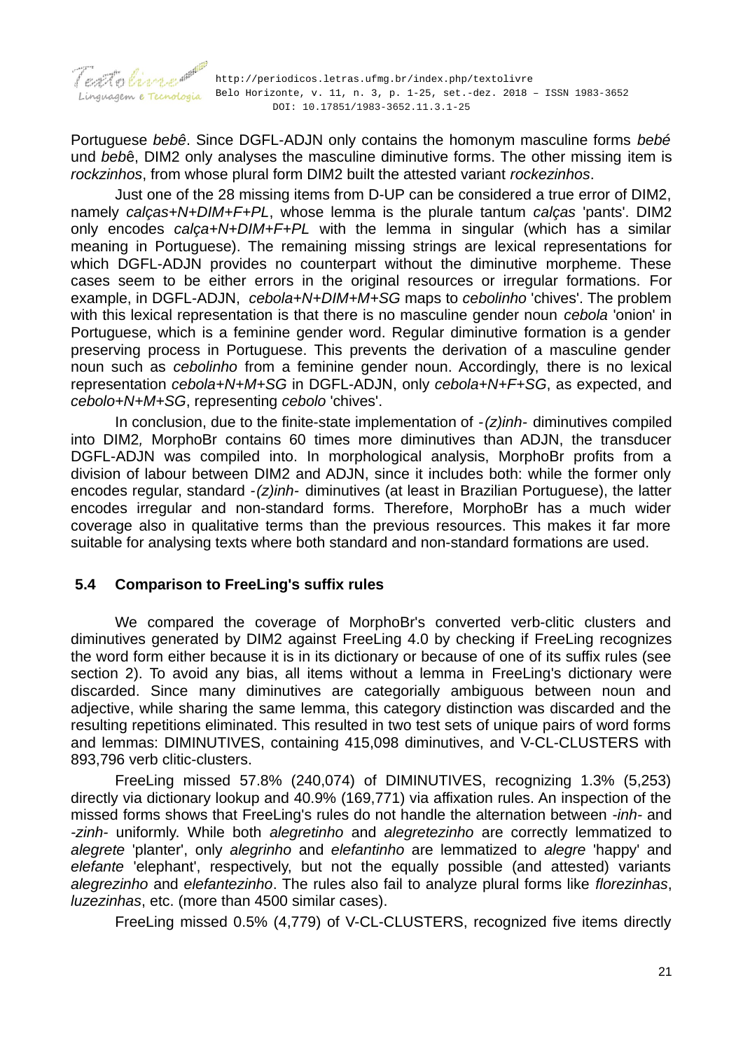Portuguese *bebê*. Since DGFL-ADJN only contains the homonym masculine forms *bebé* und *beb*ê, DIM2 only analyses the masculine diminutive forms. The other missing item is *rockzinhos*, from whose plural form DIM2 built the attested variant *rockezinhos*.

Just one of the 28 missing items from D-UP can be considered a true error of DIM2, namely *calças+N+DIM+F+PL*, whose lemma is the plurale tantum *calças* 'pants'. DIM2 only encodes *calça+N+DIM+F+PL* with the lemma in singular (which has a similar meaning in Portuguese). The remaining missing strings are lexical representations for which DGFL-ADJN provides no counterpart without the diminutive morpheme. These cases seem to be either errors in the original resources or irregular formations. For example, in DGFL-ADJN, *cebola+N+DIM+M+SG* maps to *cebolinho* 'chives'. The problem with this lexical representation is that there is no masculine gender noun *cebola* 'onion' in Portuguese, which is a feminine gender word. Regular diminutive formation is a gender preserving process in Portuguese. This prevents the derivation of a masculine gender noun such as *cebolinho* from a feminine gender noun. Accordingly, there is no lexical representation *cebola+N+M+SG* in DGFL-ADJN, only *cebola+N+F+SG*, as expected, and *cebolo+N+M+SG*, representing *cebolo* 'chives'.

In conclusion, due to the finite-state implementation of *-(z)inh-* diminutives compiled into DIM2*,* MorphoBr contains 60 times more diminutives than ADJN, the transducer DGFL-ADJN was compiled into. In morphological analysis, MorphoBr profits from a division of labour between DIM2 and ADJN, since it includes both: while the former only encodes regular, standard *-(z)inh-* diminutives (at least in Brazilian Portuguese), the latter encodes irregular and non-standard forms. Therefore, MorphoBr has a much wider coverage also in qualitative terms than the previous resources. This makes it far more suitable for analysing texts where both standard and non-standard formations are used.

### 5.4 Comparison to FreeLing's suffix rules

We compared the coverage of MorphoBr's converted verb-clitic clusters and diminutives generated by DIM2 against FreeLing 4.0 by checking if FreeLing recognizes the word form either because it is in its dictionary or because of one of its suffix rules (see section 2). To avoid any bias, all items without a lemma in FreeLing's dictionary were discarded. Since many diminutives are categorially ambiguous between noun and adjective, while sharing the same lemma, this category distinction was discarded and the resulting repetitions eliminated. This resulted in two test sets of unique pairs of word forms and lemmas: DIMINUTIVES, containing 415,098 diminutives, and V-CL-CLUSTERS with 893,796 verb clitic-clusters.

FreeLing missed 57.8% (240,074) of DIMINUTIVES, recognizing 1.3% (5,253) directly via dictionary lookup and 40.9% (169,771) via affixation rules. An inspection of the missed forms shows that FreeLing's rules do not handle the alternation between *-inh-* and *-zinh-* uniformly. While both *alegretinho* and *alegretezinho* are correctly lemmatized to *alegrete* 'planter', only *alegrinho* and *elefantinho* are lemmatized to *alegre* 'happy' and *elefante* 'elephant', respectively, but not the equally possible (and attested) variants *alegrezinho* and *elefantezinho*. The rules also fail to analyze plural forms like *florezinhas*, *luzezinhas*, etc. (more than 4500 similar cases).

FreeLing missed 0.5% (4,779) of V-CL-CLUSTERS, recognized five items directly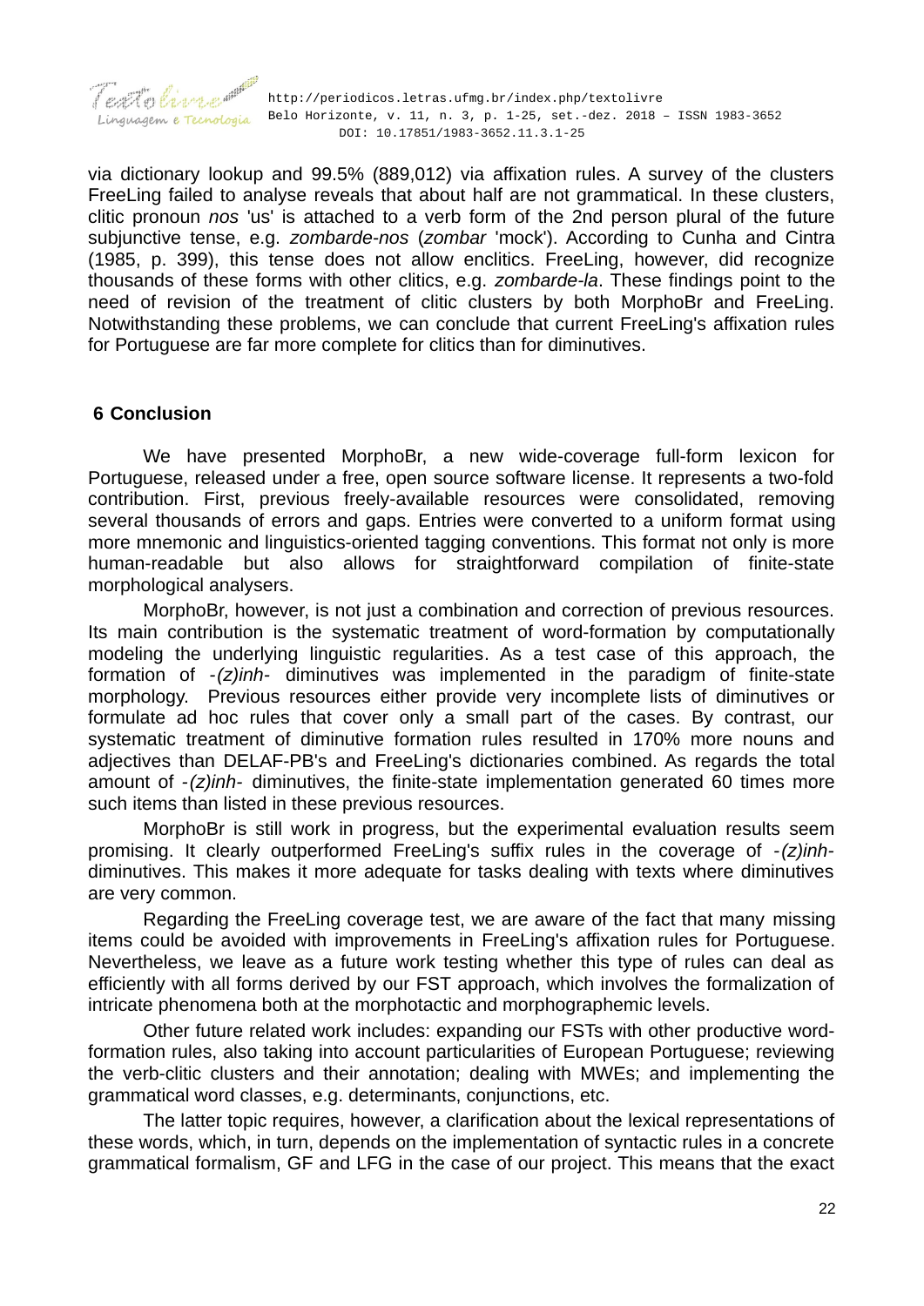via dictionary lookup and 99.5% (889,012) via affixation rules. A survey of the clusters FreeLing failed to analyse reveals that about half are not grammatical. In these clusters, clitic pronoun *nos* 'us' is attached to a verb form of the 2nd person plural of the future subjunctive tense, e.g. *zombarde-nos* (*zombar* 'mock'). According to Cunha and Cintra (1985, p. 399), this tense does not allow enclitics. FreeLing, however, did recognize thousands of these forms with other clitics, e.g. *zombarde-la*. These findings point to the need of revision of the treatment of clitic clusters by both MorphoBr and FreeLing. Notwithstanding these problems, we can conclude that current FreeLing's affixation rules for Portuguese are far more complete for clitics than for diminutives.

## 6 Conclusion

We have presented MorphoBr, a new wide-coverage full-form lexicon for Portuguese, released under a free, open source software license. It represents a two-fold contribution. First, previous freely-available resources were consolidated, removing several thousands of errors and gaps. Entries were converted to a uniform format using more mnemonic and linguistics-oriented tagging conventions. This format not only is more human-readable but also allows for straightforward compilation of finite-state morphological analysers.

MorphoBr, however, is not just a combination and correction of previous resources. Its main contribution is the systematic treatment of word-formation by computationally modeling the underlying linguistic regularities. As a test case of this approach, the formation of *-(z)inh-* diminutives was implemented in the paradigm of finite-state morphology. Previous resources either provide very incomplete lists of diminutives or formulate ad hoc rules that cover only a small part of the cases. By contrast, our systematic treatment of diminutive formation rules resulted in 170% more nouns and adjectives than DELAF-PB's and FreeLing's dictionaries combined. As regards the total amount of *-(z)inh-* diminutives, the finite-state implementation generated 60 times more such items than listed in these previous resources.

MorphoBr is still work in progress, but the experimental evaluation results seem promising. It clearly outperformed FreeLing's suffix rules in the coverage of *-(z)inh-* diminutives. This makes it more adequate for tasks dealing with texts where diminutives are very common.

Regarding the FreeLing coverage test, we are aware of the fact that many missing items could be avoided with improvements in FreeLing's affixation rules for Portuguese. Nevertheless, we leave as a future work testing whether this type of rules can deal as efficiently with all forms derived by our FST approach, which involves the formalization of intricate phenomena both at the morphotactic and morphographemic levels.

Other future related work includes: expanding our FSTs with other productive word-formation rules, also taking into account particularities of European Portuguese; reviewing the verb-clitic clusters and their annotation; dealing with MWEs; and implementing the grammatical word classes, e.g. determinants, conjunctions, etc.

The latter topic requires, however, a clarification about the lexical representations of these words, which, in turn, depends on the implementation of syntactic rules in a concrete grammatical formalism, GF and LFG in the case of our project. This means that the exact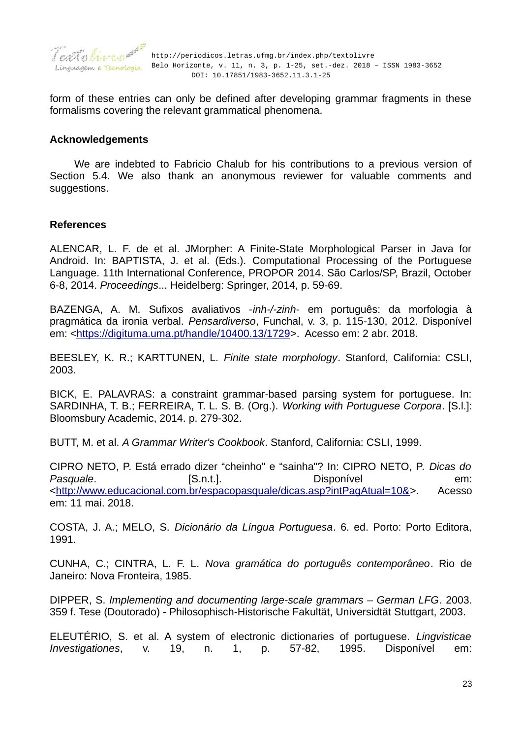form of these entries can only be defined after developing grammar fragments in these formalisms covering the relevant grammatical phenomena.

## Acknowledgements

We are indebted to Fabricio Chalub for his contributions to a previous version of Section 5.4. We also thank an anonymous reviewer for valuable comments and suggestions.

## References

ALENCAR, L. F. de et al. JMorpher: A Finite-State Morphological Parser in Java for Android. In: BAPTISTA, J. et al. (Eds.). Computational Processing of the Portuguese Language. 11th International Conference, PROPOR 2014. São Carlos/SP, Brazil, October 6-8, 2014. *Proceedings*... Heidelberg: Springer, 2014, p. 59-69.

BAZENGA, A. M. Sufixos avaliativos *-inh-/-zinh-* em português: da morfologia à pragmática da ironia verbal. *Pensardiverso*, Funchal, v. 3, p. 115-130, 2012. Disponível em: <https://digituma.uma.pt/handle/10400.13/1729>. Acesso em: 2 abr. 2018.

BEESLEY, K. R.; KARTTUNEN, L. *Finite state morphology*. Stanford, California: CSLI, 2003.

BICK, E. PALAVRAS: a constraint grammar-based parsing system for portuguese. In: SARDINHA, T. B.; FERREIRA, T. L. S. B. (Org.). *Working with Portuguese Corpora*. [S.l.]: Bloomsbury Academic, 2014. p. 279-302.

BUTT, M. et al. *A Grammar Writer's Cookbook*. Stanford, California: CSLI, 1999.

CIPRO NETO, P. Está errado dizer "cheinho" e "sainha"? In: CIPRO NETO, P. *Dicas do Pasquale*. [S.n.t.]. Disponível em: <http://www.educacional.com.br/espacopasquale/dicas.asp?intPagAtual=10&>. Acesso em: 11 mai. 2018.

COSTA, J. A.; MELO, S. *Dicionário da Língua Portuguesa*. 6. ed. Porto: Porto Editora, 1991.

CUNHA, C.; CINTRA, L. F. L. *Nova gramática do português contemporâneo*. Rio de Janeiro: Nova Fronteira, 1985.

DIPPER, S. *Implementing and documenting large-scale grammars – German LFG*. 2003. 359 f. Tese (Doutorado) - Philosophisch-Historische Fakultät, Universidtät Stuttgart, 2003.

ELEUTÉRIO, S. et al. A system of electronic dictionaries of portuguese. *Lingvisticae Investigationes*, v. 19, n. 1, p. 57-82, 1995. Disponível em: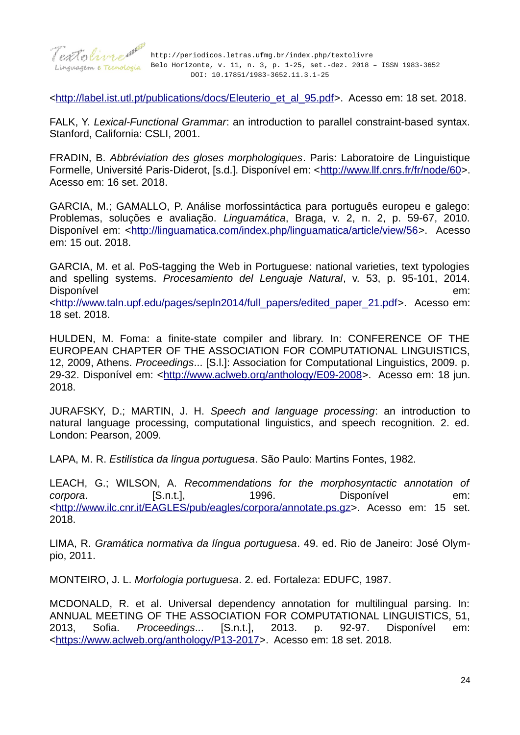<http://label.ist.utl.pt/publications/docs/Eleuterio_et_al_95.pdf>. Acesso em: 18 set. 2018.

FALK, Y. *Lexical-Functional Grammar*: an introduction to parallel constraint-based syntax. Stanford, California: CSLI, 2001.

FRADIN, B. *Abbréviation des gloses morphologiques*. Paris: Laboratoire de Linguistique Formelle, Université Paris-Diderot, [s.d.]. Disponível em: <http://www.llf.cnrs.fr/fr/node/60>. Acesso em: 16 set. 2018.

GARCIA, M.; GAMALLO, P. Análise morfossintáctica para português europeu e galego: Problemas, soluções e avaliação. *Linguamática*, Braga, v. 2, n. 2, p. 59-67, 2010. Disponível em: <http://linguamatica.com/index.php/linguamatica/article/view/56>. Acesso em: 15 out. 2018.

GARCIA, M. et al. PoS-tagging the Web in Portuguese: national varieties, text typologies and spelling systems. *Procesamiento del Lenguaje Natural*, v. 53, p. 95-101, 2014. Disponível em: <http://www.taln.upf.edu/pages/sepln2014/full_papers/edited_paper_21.pdf>. Acesso em: 18 set. 2018.

HULDEN, M. Foma: a finite-state compiler and library. In: CONFERENCE OF THE EUROPEAN CHAPTER OF THE ASSOCIATION FOR COMPUTATIONAL LINGUISTICS, 12, 2009, Athens. *Proceedings*... [S.l.]: Association for Computational Linguistics, 2009. p. 29-32. Disponível em: <http://www.aclweb.org/anthology/E09-2008>. Acesso em: 18 jun. 2018.

JURAFSKY, D.; MARTIN, J. H. *Speech and language processing*: an introduction to natural language processing, computational linguistics, and speech recognition. 2. ed. London: Pearson, 2009.

LAPA, M. R. *Estilística da língua portuguesa*. São Paulo: Martins Fontes, 1982.

LEACH, G.; WILSON, A. *Recommendations for the morphosyntactic annotation of corpora*. [S.n.t.], 1996. Disponível em: <http://www.ilc.cnr.it/EAGLES/pub/eagles/corpora/annotate.ps.gz>. Acesso em: 15 set. 2018.

LIMA, R. *Gramática normativa da língua portuguesa*. 49. ed. Rio de Janeiro: José Olympio, 2011.

MONTEIRO, J. L. *Morfologia portuguesa*. 2. ed. Fortaleza: EDUFC, 1987.

MCDONALD, R. et al. Universal dependency annotation for multilingual parsing. In: ANNUAL MEETING OF THE ASSOCIATION FOR COMPUTATIONAL LINGUISTICS, 51, 2013, Sofia. *Proceedings*... [S.n.t.], 2013. p. 92-97. Disponível em: <https://www.aclweb.org/anthology/P13-2017>. Acesso em: 18 set. 2018.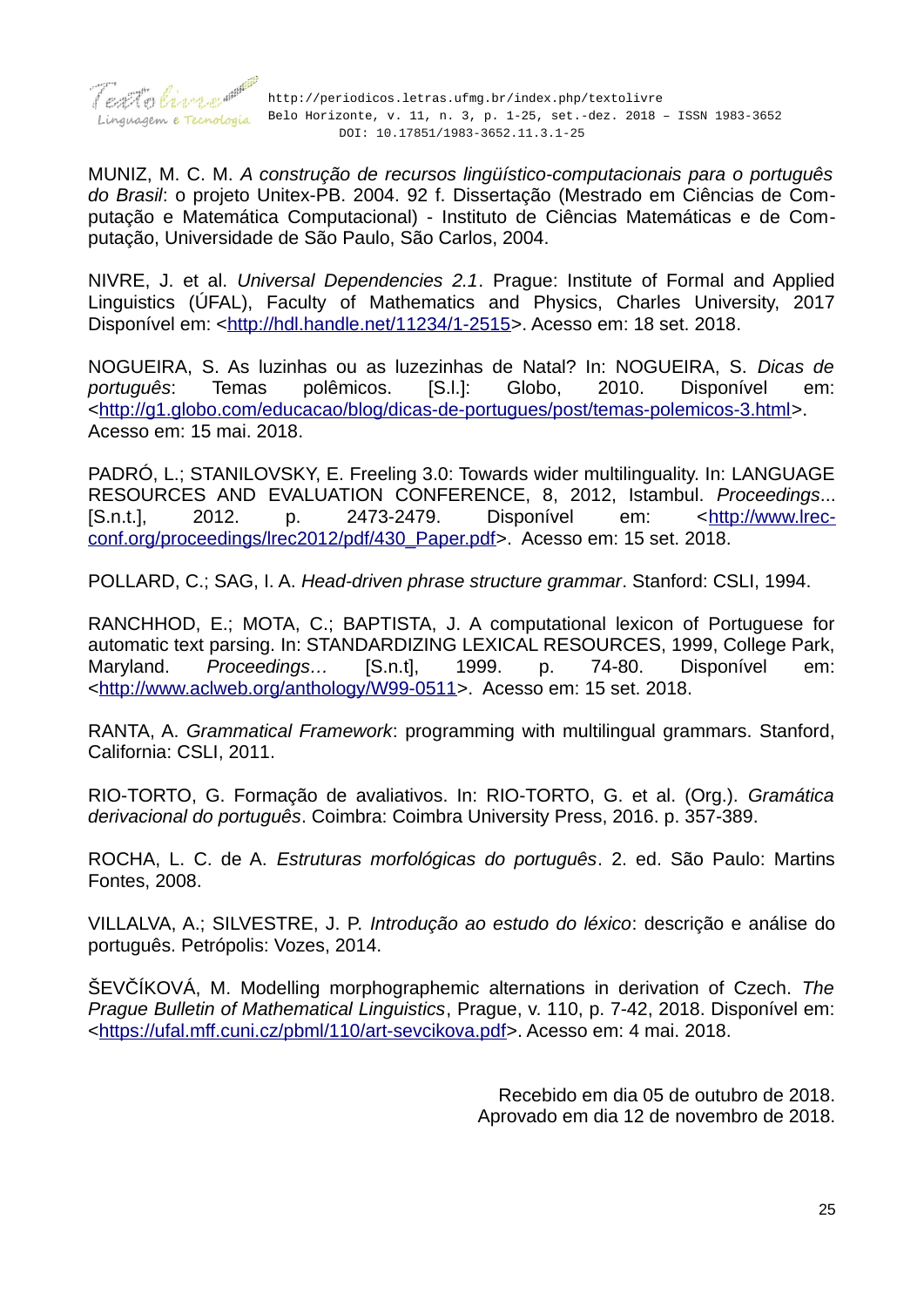MUNIZ, M. C. M. *A construção de recursos lingüístico-computacionais para o português do Brasil*: o projeto Unitex-PB. 2004. 92 f. Dissertação (Mestrado em Ciências de Computação e Matemática Computacional) - Instituto de Ciências Matemáticas e de Computação, Universidade de São Paulo, São Carlos, 2004.

NIVRE, J. et al. *Universal Dependencies 2.1*. Prague: Institute of Formal and Applied Linguistics (ÚFAL), Faculty of Mathematics and Physics, Charles University, 2017 Disponível em: <http://hdl.handle.net/11234/1-2515>. Acesso em: 18 set. 2018.

NOGUEIRA, S. As luzinhas ou as luzezinhas de Natal? In: NOGUEIRA, S. *Dicas de português*: Temas polêmicos. [S.l.]: Globo, 2010. Disponível em: <http://g1.globo.com/educacao/blog/dicas-de-portugues/post/temas-polemicos-3.html>. Acesso em: 15 mai. 2018.

PADRÓ, L.; STANILOVSKY, E. Freeling 3.0: Towards wider multilinguality. In: LANGUAGE RESOURCES AND EVALUATION CONFERENCE, 8, 2012, Istambul. *Proceedings*... [S.n.t.], 2012. p. 2473-2479. Disponível em: <http://www.lrec-conf.org/proceedings/lrec2012/pdf/430_Paper.pdf>. Acesso em: 15 set. 2018.

POLLARD, C.; SAG, I. A. *Head-driven phrase structure grammar*. Stanford: CSLI, 1994.

RANCHHOD, E.; MOTA, C.; BAPTISTA, J. A computational lexicon of Portuguese for automatic text parsing. In: STANDARDIZING LEXICAL RESOURCES, 1999, College Park, Maryland. *Proceedings…* [S.n.t], 1999. p. 74-80. Disponível em: <http://www.aclweb.org/anthology/W99-0511>. Acesso em: 15 set. 2018.

RANTA, A. *Grammatical Framework*: programming with multilingual grammars. Stanford, California: CSLI, 2011.

RIO-TORTO, G. Formação de avaliativos. In: RIO-TORTO, G. et al. (Org.). *Gramática derivacional do português*. Coimbra: Coimbra University Press, 2016. p. 357-389.

ROCHA, L. C. de A. *Estruturas morfológicas do português*. 2. ed. São Paulo: Martins Fontes, 2008.

VILLALVA, A.; SILVESTRE, J. P. *Introdução ao estudo do léxico*: descrição e análise do português. Petrópolis: Vozes, 2014.

ŠEVČÍKOVÁ, M. Modelling morphographemic alternations in derivation of Czech. *The Prague Bulletin of Mathematical Linguistics*, Prague, v. 110, p. 7-42, 2018. Disponível em: <https://ufal.mff.cuni.cz/pbml/110/art-sevcikova.pdf>. Acesso em: 4 mai. 2018.

Recebido em dia 05 de outubro de 2018.
Aprovado em dia 12 de novembro de 2018.